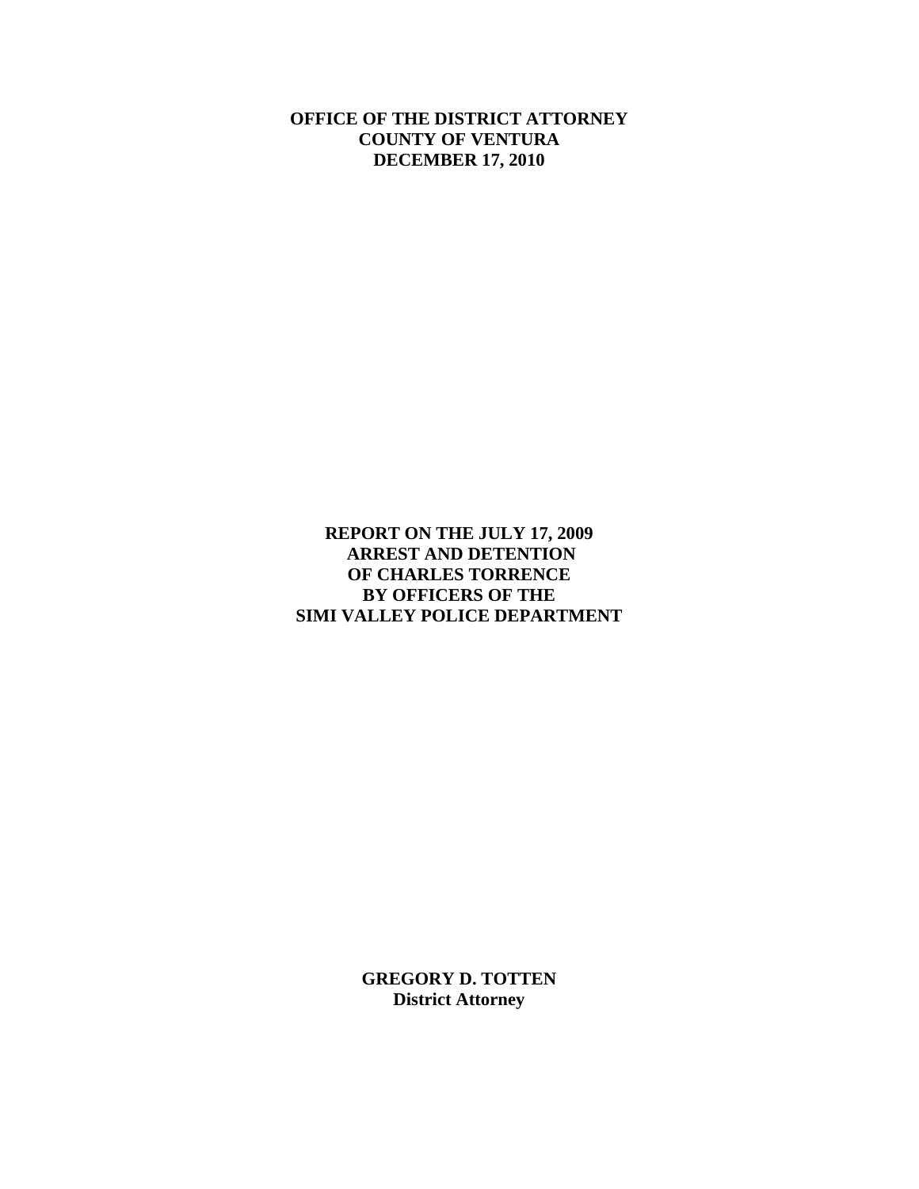**OFFICE OF THE DISTRICT ATTORNEY**
**COUNTY OF VENTURA**
**DECEMBER 17, 2010**

# REPORT ON THE JULY 17, 2009 ARREST AND DETENTION OF CHARLES TORRENCE BY OFFICERS OF THE SIMI VALLEY POLICE DEPARTMENT

**GREGORY D. TOTTEN**
**District Attorney**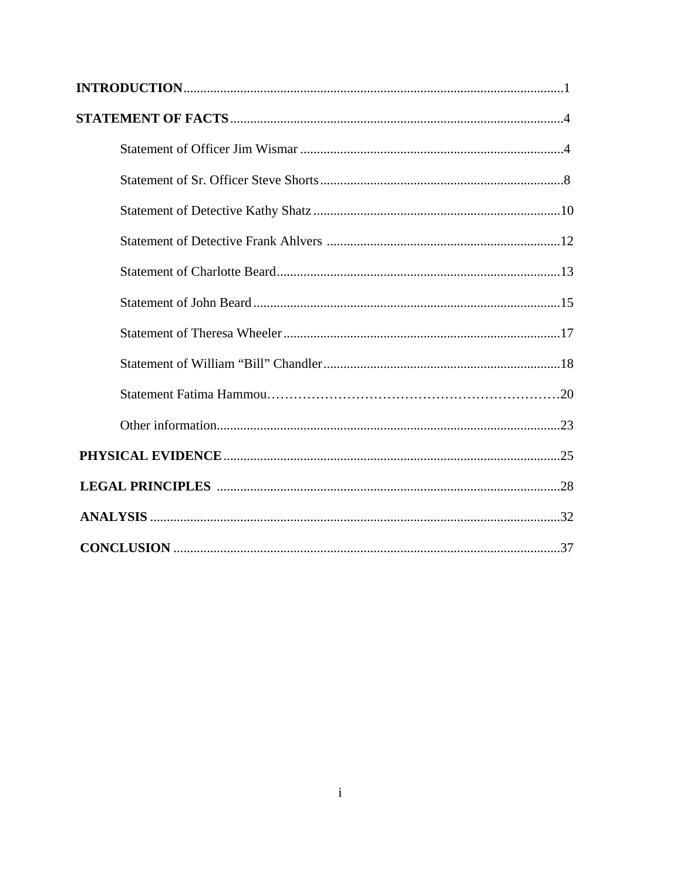**INTRODUCTION**.................................................................................................................1

**STATEMENT OF FACTS**...................................................................................................4

Statement of Officer Jim Wismar ..............................................................................4

Statement of Sr. Officer Steve Shorts.........................................................................8

Statement of Detective Kathy Shatz ..........................................................................10

Statement of Detective Frank Ahlvers ......................................................................12

Statement of Charlotte Beard.....................................................................................13

Statement of John Beard............................................................................................15

Statement of Theresa Wheeler...................................................................................17

Statement of William "Bill" Chandler.......................................................................18

Statement Fatima Hammou……………………………………………………………20

Other information.......................................................................................................23

**PHYSICAL EVIDENCE**....................................................................................................25

**LEGAL PRINCIPLES** ......................................................................................................28

**ANALYSIS** .........................................................................................................................32

**CONCLUSION** ..................................................................................................................37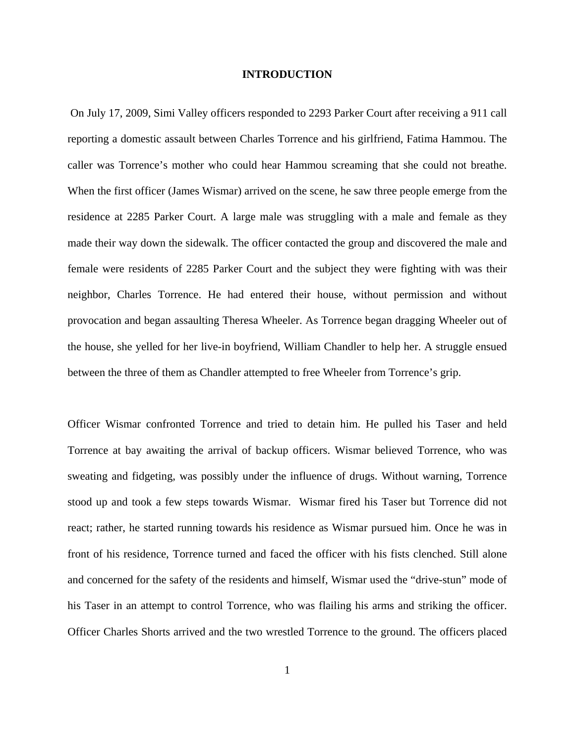# INTRODUCTION

On July 17, 2009, Simi Valley officers responded to 2293 Parker Court after receiving a 911 call reporting a domestic assault between Charles Torrence and his girlfriend, Fatima Hammou. The caller was Torrence's mother who could hear Hammou screaming that she could not breathe. When the first officer (James Wismar) arrived on the scene, he saw three people emerge from the residence at 2285 Parker Court. A large male was struggling with a male and female as they made their way down the sidewalk. The officer contacted the group and discovered the male and female were residents of 2285 Parker Court and the subject they were fighting with was their neighbor, Charles Torrence. He had entered their house, without permission and without provocation and began assaulting Theresa Wheeler. As Torrence began dragging Wheeler out of the house, she yelled for her live-in boyfriend, William Chandler to help her. A struggle ensued between the three of them as Chandler attempted to free Wheeler from Torrence's grip.

Officer Wismar confronted Torrence and tried to detain him. He pulled his Taser and held Torrence at bay awaiting the arrival of backup officers. Wismar believed Torrence, who was sweating and fidgeting, was possibly under the influence of drugs. Without warning, Torrence stood up and took a few steps towards Wismar. Wismar fired his Taser but Torrence did not react; rather, he started running towards his residence as Wismar pursued him. Once he was in front of his residence, Torrence turned and faced the officer with his fists clenched. Still alone and concerned for the safety of the residents and himself, Wismar used the "drive-stun" mode of his Taser in an attempt to control Torrence, who was flailing his arms and striking the officer. Officer Charles Shorts arrived and the two wrestled Torrence to the ground. The officers placed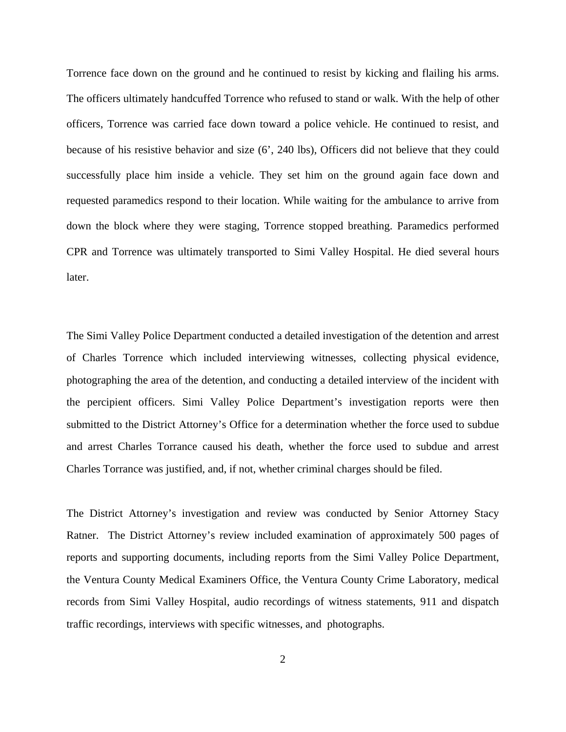Torrence face down on the ground and he continued to resist by kicking and flailing his arms. The officers ultimately handcuffed Torrence who refused to stand or walk. With the help of other officers, Torrence was carried face down toward a police vehicle. He continued to resist, and because of his resistive behavior and size (6', 240 lbs), Officers did not believe that they could successfully place him inside a vehicle. They set him on the ground again face down and requested paramedics respond to their location. While waiting for the ambulance to arrive from down the block where they were staging, Torrence stopped breathing. Paramedics performed CPR and Torrence was ultimately transported to Simi Valley Hospital. He died several hours later.

The Simi Valley Police Department conducted a detailed investigation of the detention and arrest of Charles Torrence which included interviewing witnesses, collecting physical evidence, photographing the area of the detention, and conducting a detailed interview of the incident with the percipient officers. Simi Valley Police Department's investigation reports were then submitted to the District Attorney's Office for a determination whether the force used to subdue and arrest Charles Torrance caused his death, whether the force used to subdue and arrest Charles Torrance was justified, and, if not, whether criminal charges should be filed.

The District Attorney's investigation and review was conducted by Senior Attorney Stacy Ratner. The District Attorney's review included examination of approximately 500 pages of reports and supporting documents, including reports from the Simi Valley Police Department, the Ventura County Medical Examiners Office, the Ventura County Crime Laboratory, medical records from Simi Valley Hospital, audio recordings of witness statements, 911 and dispatch traffic recordings, interviews with specific witnesses, and photographs.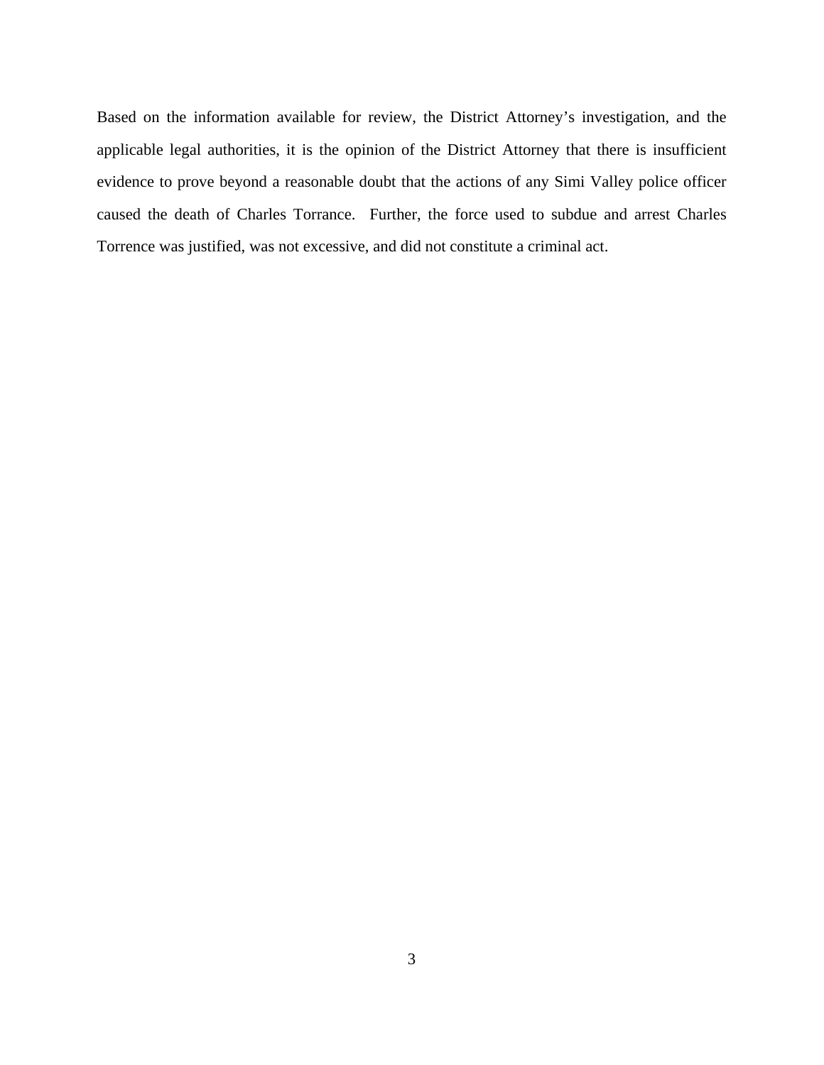Based on the information available for review, the District Attorney's investigation, and the applicable legal authorities, it is the opinion of the District Attorney that there is insufficient evidence to prove beyond a reasonable doubt that the actions of any Simi Valley police officer caused the death of Charles Torrance. Further, the force used to subdue and arrest Charles Torrence was justified, was not excessive, and did not constitute a criminal act.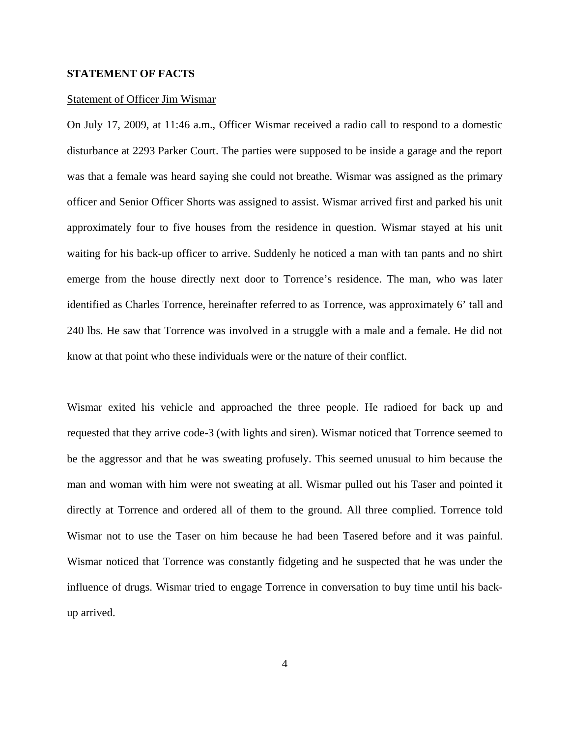**STATEMENT OF FACTS**

Statement of Officer Jim Wismar

On July 17, 2009, at 11:46 a.m., Officer Wismar received a radio call to respond to a domestic disturbance at 2293 Parker Court. The parties were supposed to be inside a garage and the report was that a female was heard saying she could not breathe. Wismar was assigned as the primary officer and Senior Officer Shorts was assigned to assist. Wismar arrived first and parked his unit approximately four to five houses from the residence in question. Wismar stayed at his unit waiting for his back-up officer to arrive. Suddenly he noticed a man with tan pants and no shirt emerge from the house directly next door to Torrence's residence. The man, who was later identified as Charles Torrence, hereinafter referred to as Torrence, was approximately 6' tall and 240 lbs. He saw that Torrence was involved in a struggle with a male and a female. He did not know at that point who these individuals were or the nature of their conflict.

Wismar exited his vehicle and approached the three people. He radioed for back up and requested that they arrive code-3 (with lights and siren). Wismar noticed that Torrence seemed to be the aggressor and that he was sweating profusely. This seemed unusual to him because the man and woman with him were not sweating at all. Wismar pulled out his Taser and pointed it directly at Torrence and ordered all of them to the ground. All three complied. Torrence told Wismar not to use the Taser on him because he had been Tasered before and it was painful. Wismar noticed that Torrence was constantly fidgeting and he suspected that he was under the influence of drugs. Wismar tried to engage Torrence in conversation to buy time until his back-up arrived.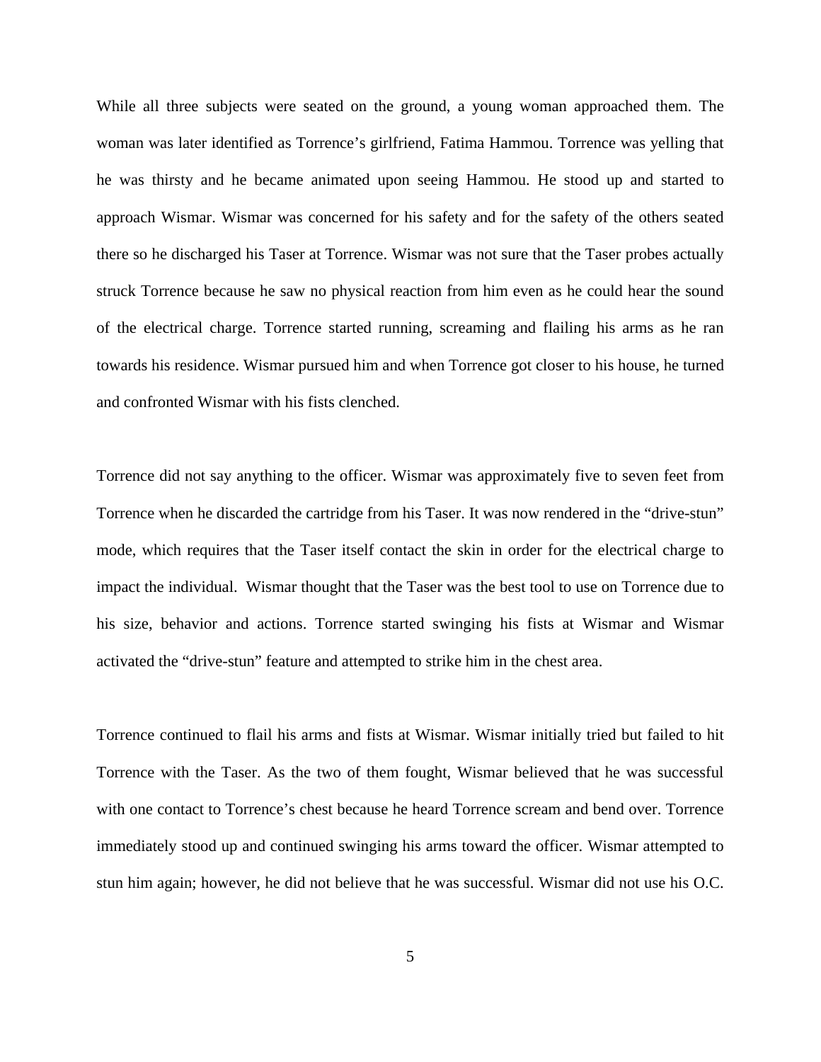While all three subjects were seated on the ground, a young woman approached them. The woman was later identified as Torrence's girlfriend, Fatima Hammou. Torrence was yelling that he was thirsty and he became animated upon seeing Hammou. He stood up and started to approach Wismar. Wismar was concerned for his safety and for the safety of the others seated there so he discharged his Taser at Torrence. Wismar was not sure that the Taser probes actually struck Torrence because he saw no physical reaction from him even as he could hear the sound of the electrical charge. Torrence started running, screaming and flailing his arms as he ran towards his residence. Wismar pursued him and when Torrence got closer to his house, he turned and confronted Wismar with his fists clenched.

Torrence did not say anything to the officer. Wismar was approximately five to seven feet from Torrence when he discarded the cartridge from his Taser. It was now rendered in the "drive-stun" mode, which requires that the Taser itself contact the skin in order for the electrical charge to impact the individual. Wismar thought that the Taser was the best tool to use on Torrence due to his size, behavior and actions. Torrence started swinging his fists at Wismar and Wismar activated the "drive-stun" feature and attempted to strike him in the chest area.

Torrence continued to flail his arms and fists at Wismar. Wismar initially tried but failed to hit Torrence with the Taser. As the two of them fought, Wismar believed that he was successful with one contact to Torrence's chest because he heard Torrence scream and bend over. Torrence immediately stood up and continued swinging his arms toward the officer. Wismar attempted to stun him again; however, he did not believe that he was successful. Wismar did not use his O.C.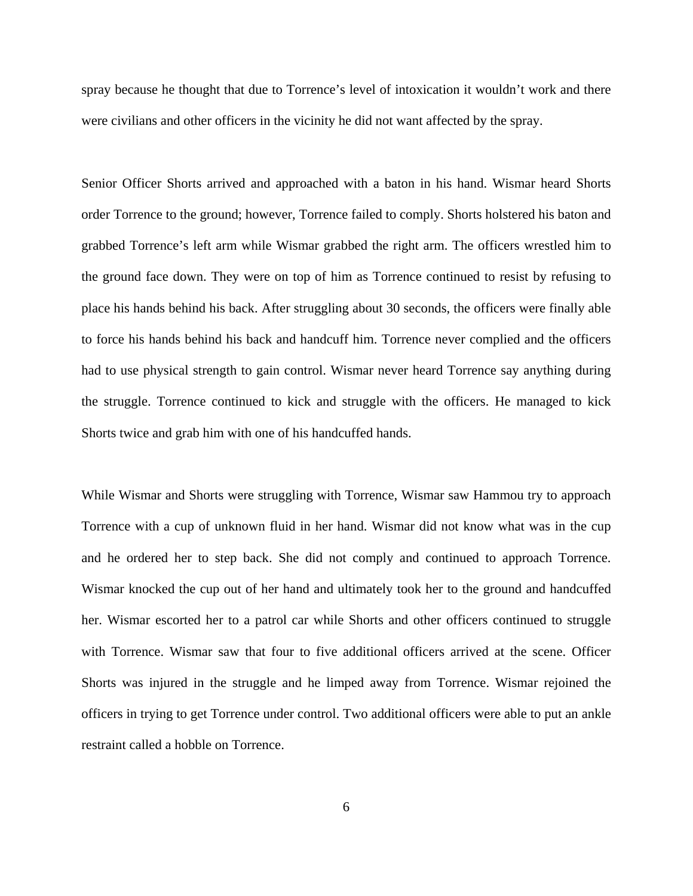spray because he thought that due to Torrence's level of intoxication it wouldn't work and there were civilians and other officers in the vicinity he did not want affected by the spray.

Senior Officer Shorts arrived and approached with a baton in his hand. Wismar heard Shorts order Torrence to the ground; however, Torrence failed to comply. Shorts holstered his baton and grabbed Torrence's left arm while Wismar grabbed the right arm. The officers wrestled him to the ground face down. They were on top of him as Torrence continued to resist by refusing to place his hands behind his back. After struggling about 30 seconds, the officers were finally able to force his hands behind his back and handcuff him. Torrence never complied and the officers had to use physical strength to gain control. Wismar never heard Torrence say anything during the struggle. Torrence continued to kick and struggle with the officers. He managed to kick Shorts twice and grab him with one of his handcuffed hands.

While Wismar and Shorts were struggling with Torrence, Wismar saw Hammou try to approach Torrence with a cup of unknown fluid in her hand. Wismar did not know what was in the cup and he ordered her to step back. She did not comply and continued to approach Torrence. Wismar knocked the cup out of her hand and ultimately took her to the ground and handcuffed her. Wismar escorted her to a patrol car while Shorts and other officers continued to struggle with Torrence. Wismar saw that four to five additional officers arrived at the scene. Officer Shorts was injured in the struggle and he limped away from Torrence. Wismar rejoined the officers in trying to get Torrence under control. Two additional officers were able to put an ankle restraint called a hobble on Torrence.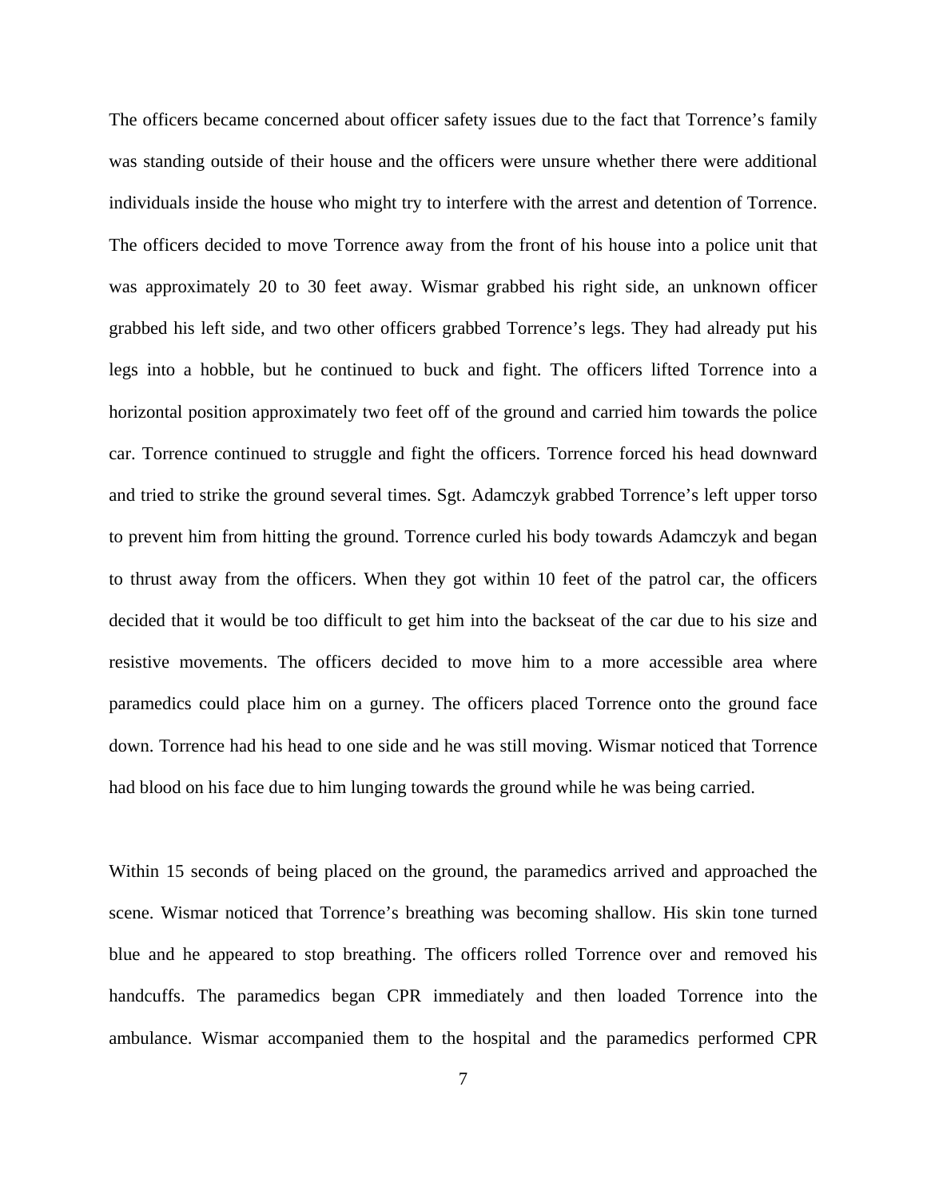The officers became concerned about officer safety issues due to the fact that Torrence's family was standing outside of their house and the officers were unsure whether there were additional individuals inside the house who might try to interfere with the arrest and detention of Torrence. The officers decided to move Torrence away from the front of his house into a police unit that was approximately 20 to 30 feet away. Wismar grabbed his right side, an unknown officer grabbed his left side, and two other officers grabbed Torrence's legs. They had already put his legs into a hobble, but he continued to buck and fight. The officers lifted Torrence into a horizontal position approximately two feet off of the ground and carried him towards the police car. Torrence continued to struggle and fight the officers. Torrence forced his head downward and tried to strike the ground several times. Sgt. Adamczyk grabbed Torrence's left upper torso to prevent him from hitting the ground. Torrence curled his body towards Adamczyk and began to thrust away from the officers. When they got within 10 feet of the patrol car, the officers decided that it would be too difficult to get him into the backseat of the car due to his size and resistive movements. The officers decided to move him to a more accessible area where paramedics could place him on a gurney. The officers placed Torrence onto the ground face down. Torrence had his head to one side and he was still moving. Wismar noticed that Torrence had blood on his face due to him lunging towards the ground while he was being carried.

Within 15 seconds of being placed on the ground, the paramedics arrived and approached the scene. Wismar noticed that Torrence's breathing was becoming shallow. His skin tone turned blue and he appeared to stop breathing. The officers rolled Torrence over and removed his handcuffs. The paramedics began CPR immediately and then loaded Torrence into the ambulance. Wismar accompanied them to the hospital and the paramedics performed CPR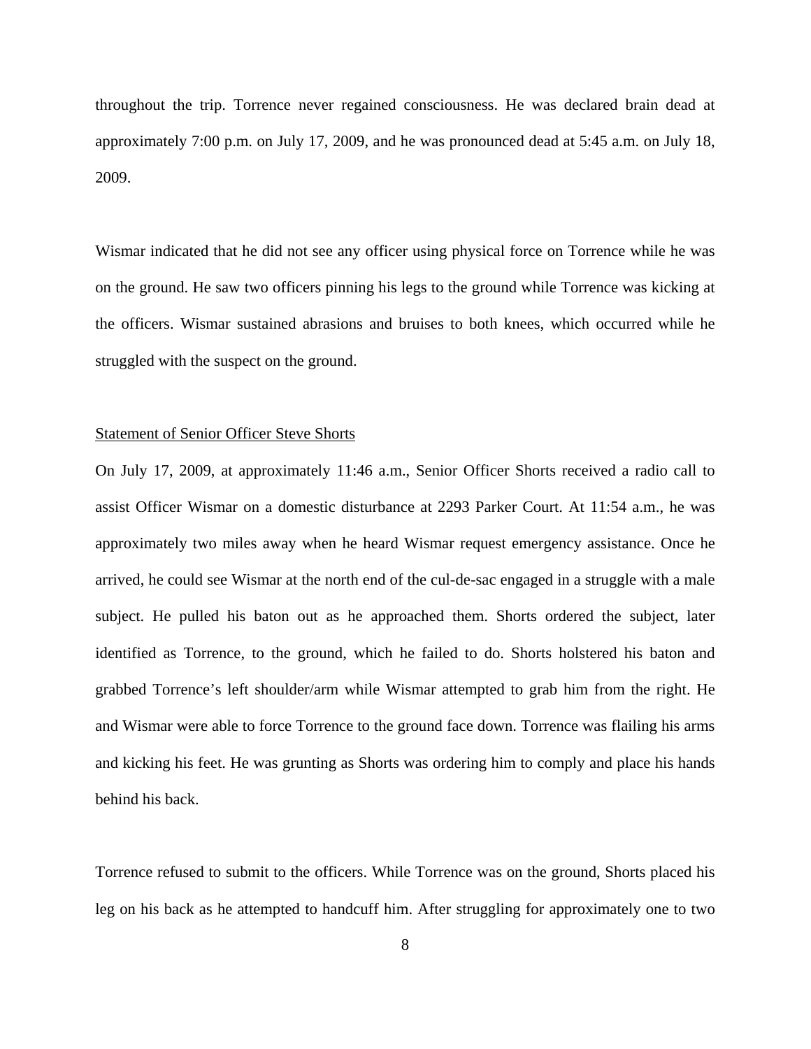throughout the trip. Torrence never regained consciousness. He was declared brain dead at approximately 7:00 p.m. on July 17, 2009, and he was pronounced dead at 5:45 a.m. on July 18, 2009.

Wismar indicated that he did not see any officer using physical force on Torrence while he was on the ground. He saw two officers pinning his legs to the ground while Torrence was kicking at the officers. Wismar sustained abrasions and bruises to both knees, which occurred while he struggled with the suspect on the ground.

<u>Statement of Senior Officer Steve Shorts</u>

On July 17, 2009, at approximately 11:46 a.m., Senior Officer Shorts received a radio call to assist Officer Wismar on a domestic disturbance at 2293 Parker Court. At 11:54 a.m., he was approximately two miles away when he heard Wismar request emergency assistance. Once he arrived, he could see Wismar at the north end of the cul-de-sac engaged in a struggle with a male subject. He pulled his baton out as he approached them. Shorts ordered the subject, later identified as Torrence, to the ground, which he failed to do. Shorts holstered his baton and grabbed Torrence's left shoulder/arm while Wismar attempted to grab him from the right. He and Wismar were able to force Torrence to the ground face down. Torrence was flailing his arms and kicking his feet. He was grunting as Shorts was ordering him to comply and place his hands behind his back.

Torrence refused to submit to the officers. While Torrence was on the ground, Shorts placed his leg on his back as he attempted to handcuff him. After struggling for approximately one to two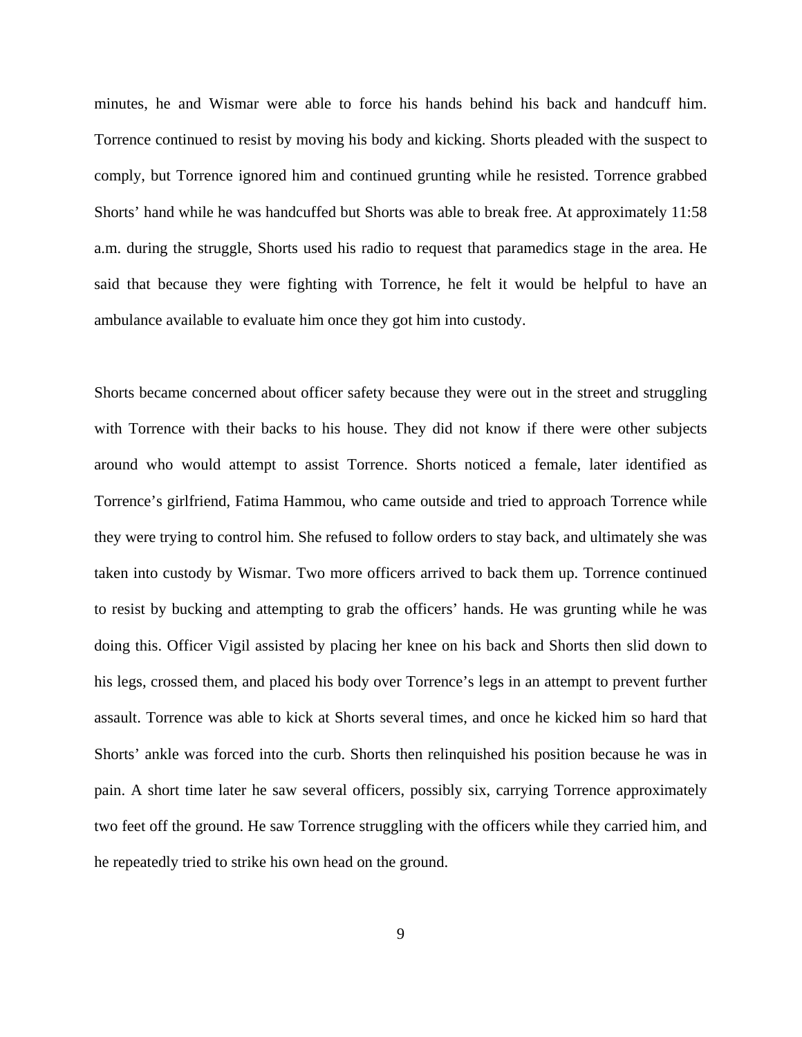minutes, he and Wismar were able to force his hands behind his back and handcuff him. Torrence continued to resist by moving his body and kicking. Shorts pleaded with the suspect to comply, but Torrence ignored him and continued grunting while he resisted. Torrence grabbed Shorts' hand while he was handcuffed but Shorts was able to break free. At approximately 11:58 a.m. during the struggle, Shorts used his radio to request that paramedics stage in the area. He said that because they were fighting with Torrence, he felt it would be helpful to have an ambulance available to evaluate him once they got him into custody.

Shorts became concerned about officer safety because they were out in the street and struggling with Torrence with their backs to his house. They did not know if there were other subjects around who would attempt to assist Torrence. Shorts noticed a female, later identified as Torrence's girlfriend, Fatima Hammou, who came outside and tried to approach Torrence while they were trying to control him. She refused to follow orders to stay back, and ultimately she was taken into custody by Wismar. Two more officers arrived to back them up. Torrence continued to resist by bucking and attempting to grab the officers' hands. He was grunting while he was doing this. Officer Vigil assisted by placing her knee on his back and Shorts then slid down to his legs, crossed them, and placed his body over Torrence's legs in an attempt to prevent further assault. Torrence was able to kick at Shorts several times, and once he kicked him so hard that Shorts' ankle was forced into the curb. Shorts then relinquished his position because he was in pain. A short time later he saw several officers, possibly six, carrying Torrence approximately two feet off the ground. He saw Torrence struggling with the officers while they carried him, and he repeatedly tried to strike his own head on the ground.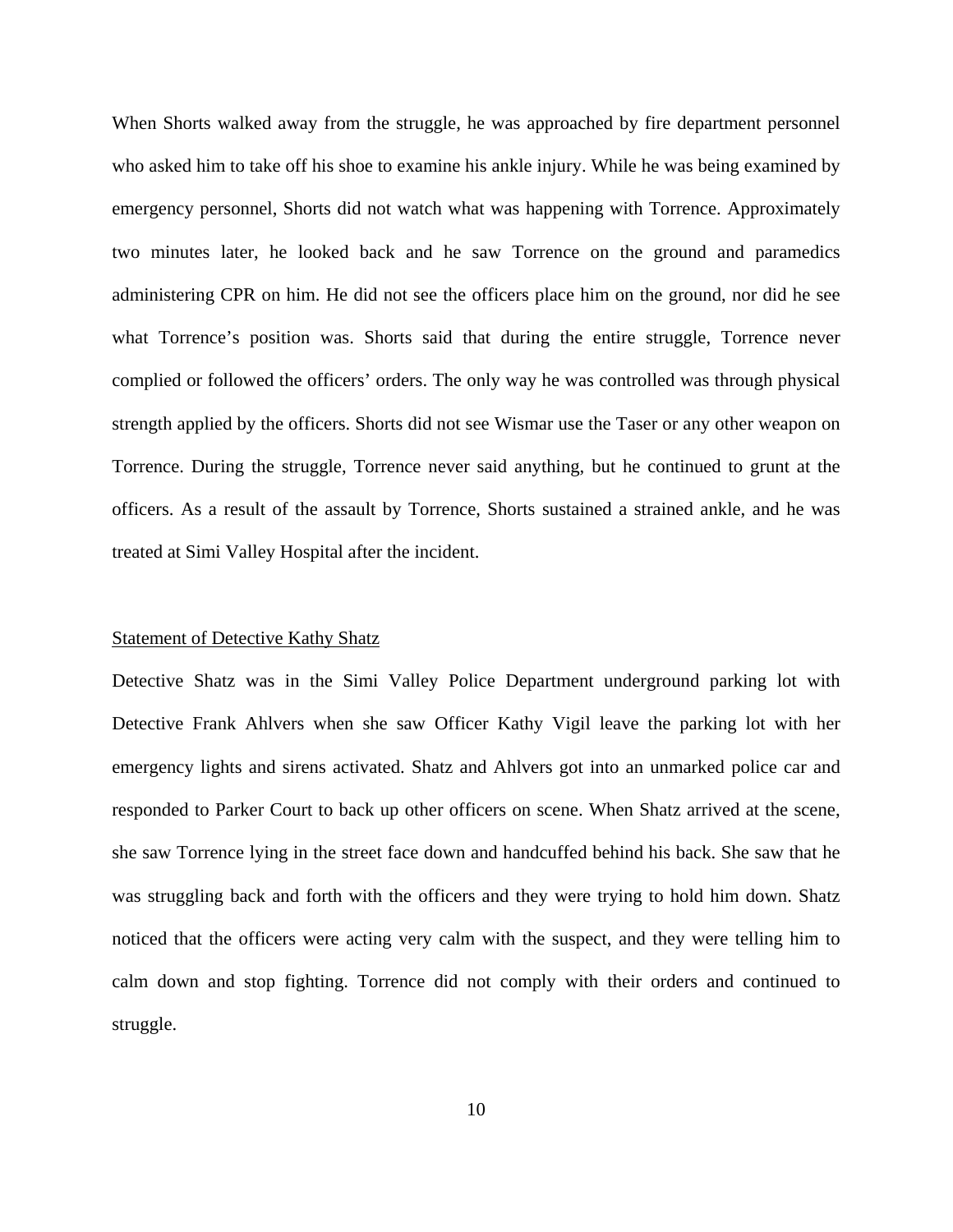When Shorts walked away from the struggle, he was approached by fire department personnel who asked him to take off his shoe to examine his ankle injury. While he was being examined by emergency personnel, Shorts did not watch what was happening with Torrence. Approximately two minutes later, he looked back and he saw Torrence on the ground and paramedics administering CPR on him. He did not see the officers place him on the ground, nor did he see what Torrence's position was. Shorts said that during the entire struggle, Torrence never complied or followed the officers' orders. The only way he was controlled was through physical strength applied by the officers. Shorts did not see Wismar use the Taser or any other weapon on Torrence. During the struggle, Torrence never said anything, but he continued to grunt at the officers. As a result of the assault by Torrence, Shorts sustained a strained ankle, and he was treated at Simi Valley Hospital after the incident.

<u>Statement of Detective Kathy Shatz</u>

Detective Shatz was in the Simi Valley Police Department underground parking lot with Detective Frank Ahlvers when she saw Officer Kathy Vigil leave the parking lot with her emergency lights and sirens activated. Shatz and Ahlvers got into an unmarked police car and responded to Parker Court to back up other officers on scene. When Shatz arrived at the scene, she saw Torrence lying in the street face down and handcuffed behind his back. She saw that he was struggling back and forth with the officers and they were trying to hold him down. Shatz noticed that the officers were acting very calm with the suspect, and they were telling him to calm down and stop fighting. Torrence did not comply with their orders and continued to struggle.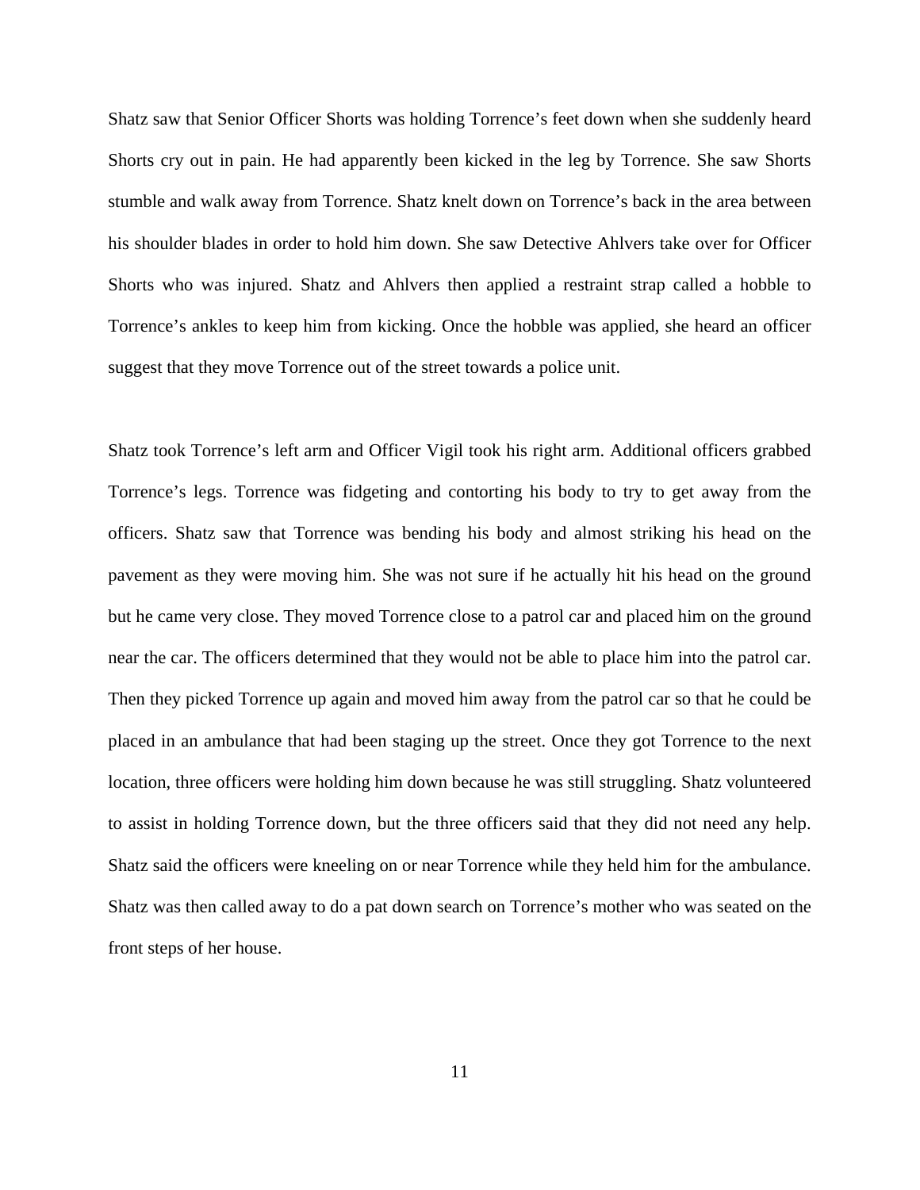Shatz saw that Senior Officer Shorts was holding Torrence's feet down when she suddenly heard Shorts cry out in pain. He had apparently been kicked in the leg by Torrence. She saw Shorts stumble and walk away from Torrence. Shatz knelt down on Torrence's back in the area between his shoulder blades in order to hold him down. She saw Detective Ahlvers take over for Officer Shorts who was injured. Shatz and Ahlvers then applied a restraint strap called a hobble to Torrence's ankles to keep him from kicking. Once the hobble was applied, she heard an officer suggest that they move Torrence out of the street towards a police unit.

Shatz took Torrence's left arm and Officer Vigil took his right arm. Additional officers grabbed Torrence's legs. Torrence was fidgeting and contorting his body to try to get away from the officers. Shatz saw that Torrence was bending his body and almost striking his head on the pavement as they were moving him. She was not sure if he actually hit his head on the ground but he came very close. They moved Torrence close to a patrol car and placed him on the ground near the car. The officers determined that they would not be able to place him into the patrol car. Then they picked Torrence up again and moved him away from the patrol car so that he could be placed in an ambulance that had been staging up the street. Once they got Torrence to the next location, three officers were holding him down because he was still struggling. Shatz volunteered to assist in holding Torrence down, but the three officers said that they did not need any help. Shatz said the officers were kneeling on or near Torrence while they held him for the ambulance. Shatz was then called away to do a pat down search on Torrence's mother who was seated on the front steps of her house.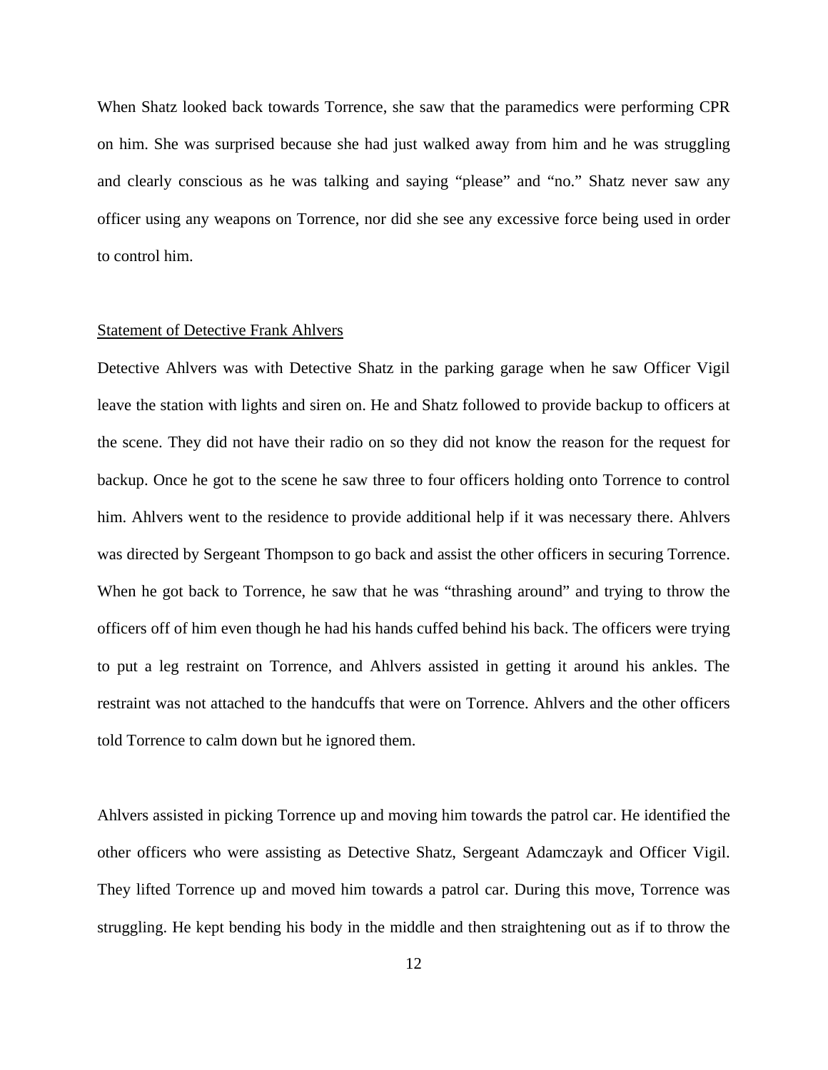When Shatz looked back towards Torrence, she saw that the paramedics were performing CPR on him. She was surprised because she had just walked away from him and he was struggling and clearly conscious as he was talking and saying "please" and "no." Shatz never saw any officer using any weapons on Torrence, nor did she see any excessive force being used in order to control him.

Statement of Detective Frank Ahlvers

Detective Ahlvers was with Detective Shatz in the parking garage when he saw Officer Vigil leave the station with lights and siren on. He and Shatz followed to provide backup to officers at the scene. They did not have their radio on so they did not know the reason for the request for backup. Once he got to the scene he saw three to four officers holding onto Torrence to control him. Ahlvers went to the residence to provide additional help if it was necessary there. Ahlvers was directed by Sergeant Thompson to go back and assist the other officers in securing Torrence. When he got back to Torrence, he saw that he was "thrashing around" and trying to throw the officers off of him even though he had his hands cuffed behind his back. The officers were trying to put a leg restraint on Torrence, and Ahlvers assisted in getting it around his ankles. The restraint was not attached to the handcuffs that were on Torrence. Ahlvers and the other officers told Torrence to calm down but he ignored them.

Ahlvers assisted in picking Torrence up and moving him towards the patrol car. He identified the other officers who were assisting as Detective Shatz, Sergeant Adamczayk and Officer Vigil. They lifted Torrence up and moved him towards a patrol car. During this move, Torrence was struggling. He kept bending his body in the middle and then straightening out as if to throw the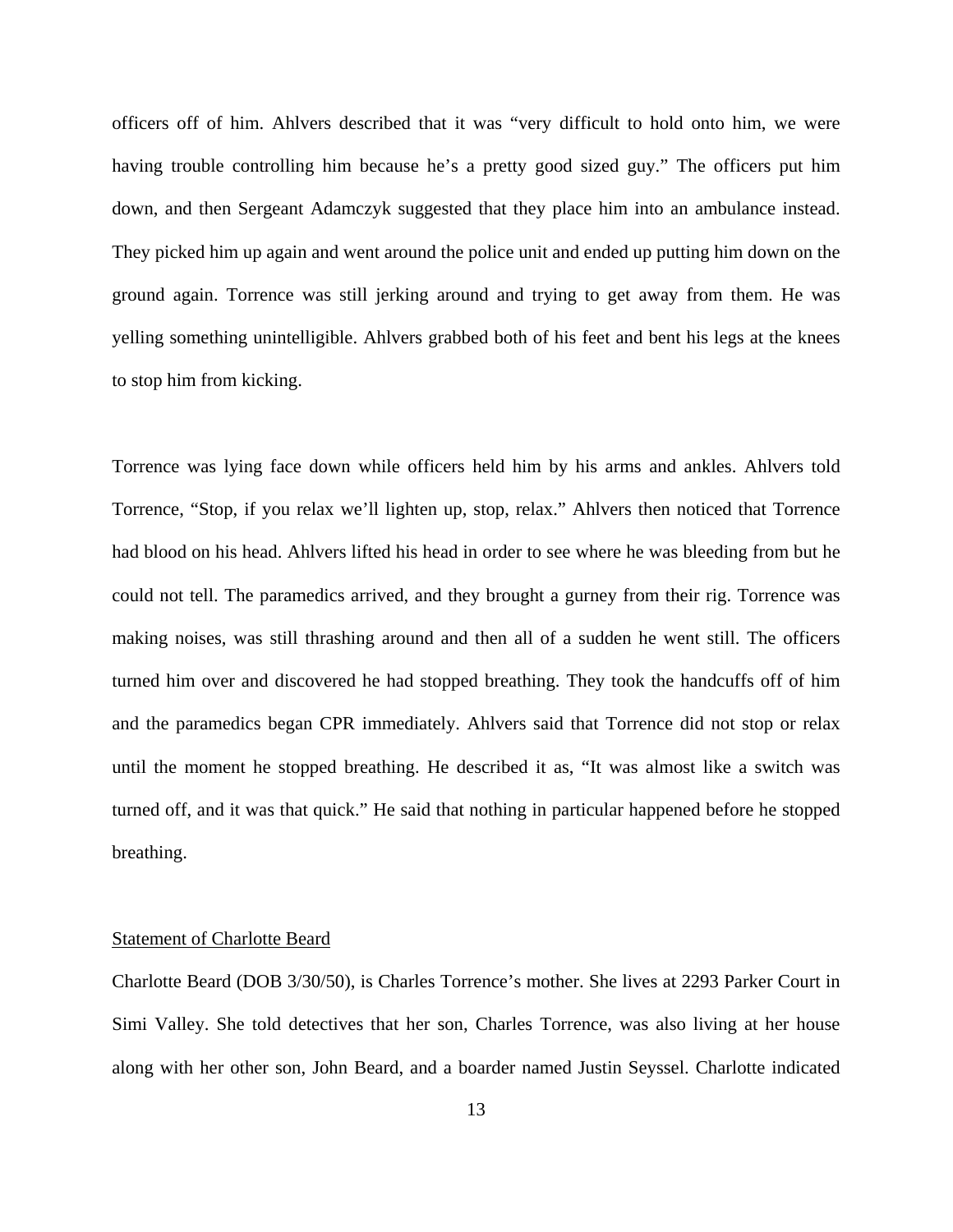officers off of him. Ahlvers described that it was “very difficult to hold onto him, we were having trouble controlling him because he’s a pretty good sized guy.” The officers put him down, and then Sergeant Adamczyk suggested that they place him into an ambulance instead. They picked him up again and went around the police unit and ended up putting him down on the ground again. Torrence was still jerking around and trying to get away from them. He was yelling something unintelligible. Ahlvers grabbed both of his feet and bent his legs at the knees to stop him from kicking.

Torrence was lying face down while officers held him by his arms and ankles. Ahlvers told Torrence, “Stop, if you relax we’ll lighten up, stop, relax.” Ahlvers then noticed that Torrence had blood on his head. Ahlvers lifted his head in order to see where he was bleeding from but he could not tell. The paramedics arrived, and they brought a gurney from their rig. Torrence was making noises, was still thrashing around and then all of a sudden he went still. The officers turned him over and discovered he had stopped breathing. They took the handcuffs off of him and the paramedics began CPR immediately. Ahlvers said that Torrence did not stop or relax until the moment he stopped breathing. He described it as, “It was almost like a switch was turned off, and it was that quick.” He said that nothing in particular happened before he stopped breathing.

<u>Statement of Charlotte Beard</u>

Charlotte Beard (DOB 3/30/50), is Charles Torrence’s mother. She lives at 2293 Parker Court in Simi Valley. She told detectives that her son, Charles Torrence, was also living at her house along with her other son, John Beard, and a boarder named Justin Seyssel. Charlotte indicated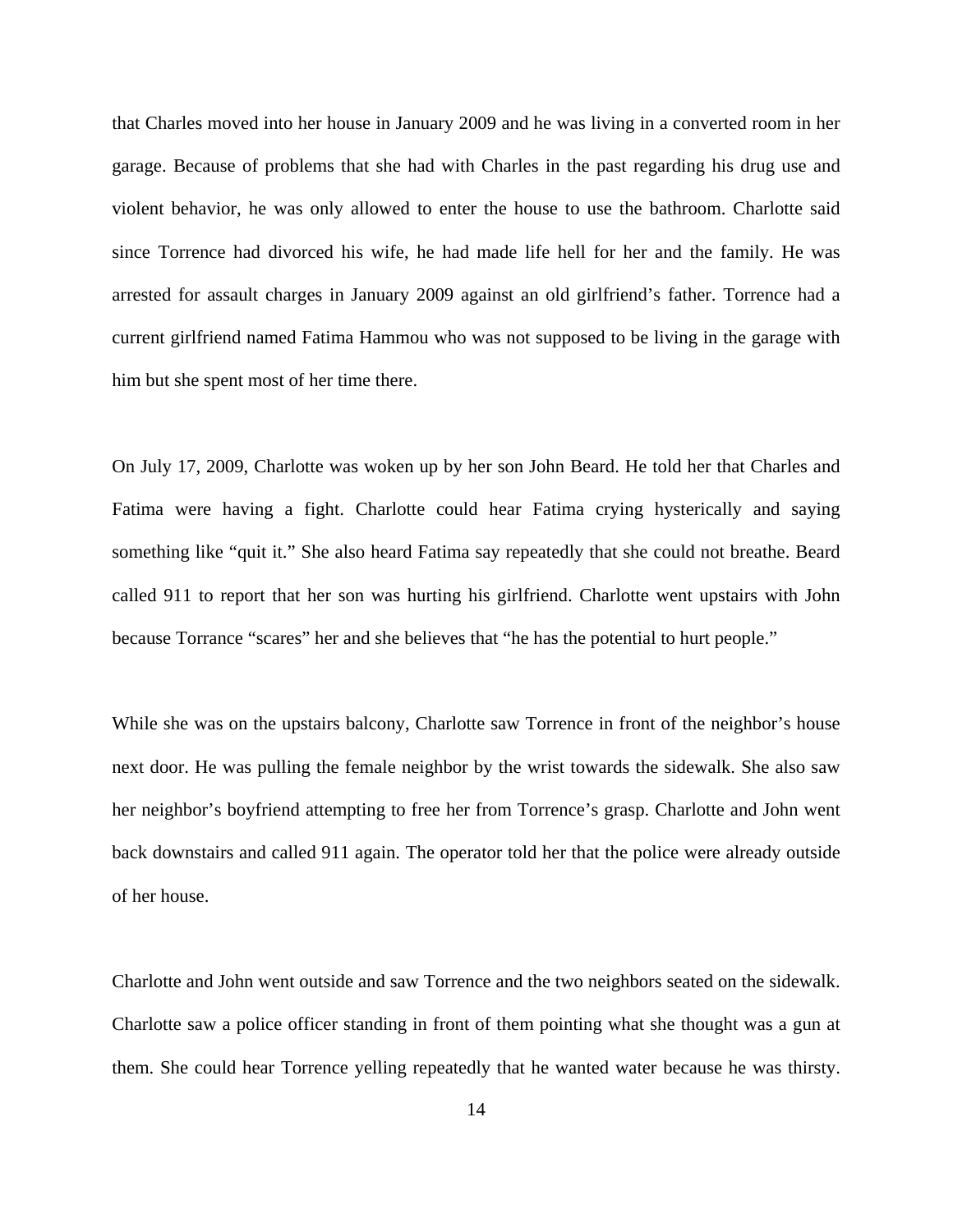that Charles moved into her house in January 2009 and he was living in a converted room in her garage. Because of problems that she had with Charles in the past regarding his drug use and violent behavior, he was only allowed to enter the house to use the bathroom. Charlotte said since Torrence had divorced his wife, he had made life hell for her and the family. He was arrested for assault charges in January 2009 against an old girlfriend's father. Torrence had a current girlfriend named Fatima Hammou who was not supposed to be living in the garage with him but she spent most of her time there.

On July 17, 2009, Charlotte was woken up by her son John Beard. He told her that Charles and Fatima were having a fight. Charlotte could hear Fatima crying hysterically and saying something like "quit it." She also heard Fatima say repeatedly that she could not breathe. Beard called 911 to report that her son was hurting his girlfriend. Charlotte went upstairs with John because Torrance "scares" her and she believes that "he has the potential to hurt people."

While she was on the upstairs balcony, Charlotte saw Torrence in front of the neighbor's house next door. He was pulling the female neighbor by the wrist towards the sidewalk. She also saw her neighbor's boyfriend attempting to free her from Torrence's grasp. Charlotte and John went back downstairs and called 911 again. The operator told her that the police were already outside of her house.

Charlotte and John went outside and saw Torrence and the two neighbors seated on the sidewalk. Charlotte saw a police officer standing in front of them pointing what she thought was a gun at them. She could hear Torrence yelling repeatedly that he wanted water because he was thirsty.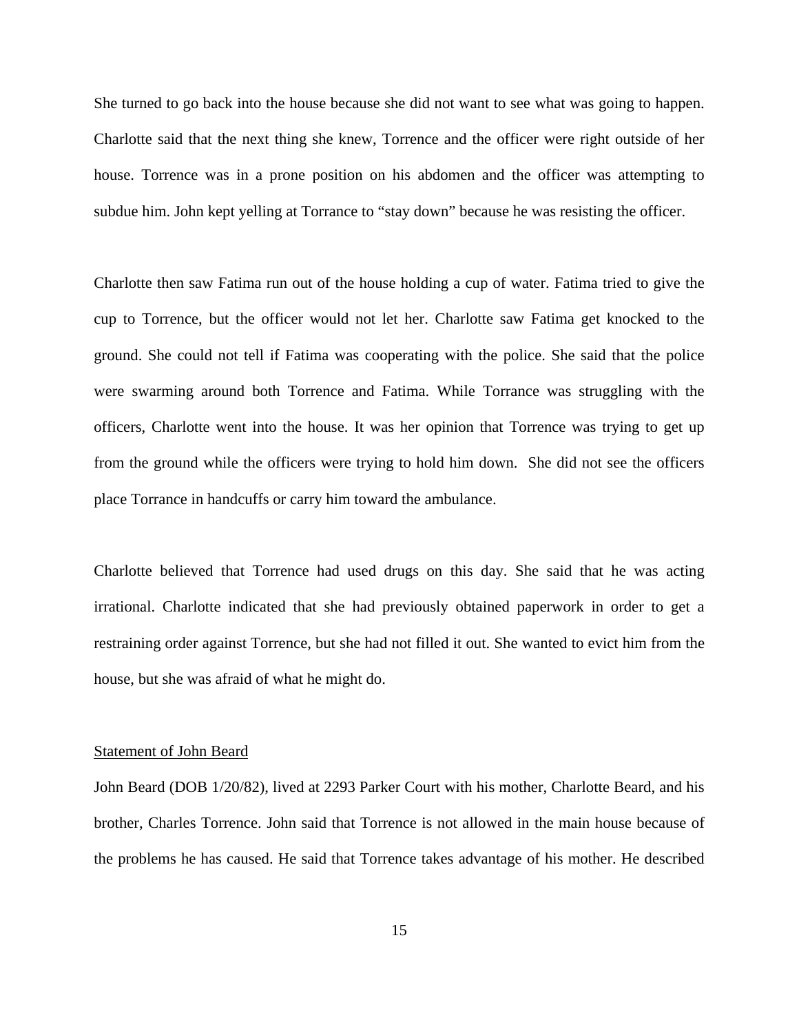She turned to go back into the house because she did not want to see what was going to happen. Charlotte said that the next thing she knew, Torrence and the officer were right outside of her house. Torrence was in a prone position on his abdomen and the officer was attempting to subdue him. John kept yelling at Torrence to “stay down” because he was resisting the officer.

Charlotte then saw Fatima run out of the house holding a cup of water. Fatima tried to give the cup to Torrence, but the officer would not let her. Charlotte saw Fatima get knocked to the ground. She could not tell if Fatima was cooperating with the police. She said that the police were swarming around both Torrence and Fatima. While Torrance was struggling with the officers, Charlotte went into the house. It was her opinion that Torrence was trying to get up from the ground while the officers were trying to hold him down. She did not see the officers place Torrance in handcuffs or carry him toward the ambulance.

Charlotte believed that Torrence had used drugs on this day. She said that he was acting irrational. Charlotte indicated that she had previously obtained paperwork in order to get a restraining order against Torrence, but she had not filled it out. She wanted to evict him from the house, but she was afraid of what he might do.

<u>Statement of John Beard</u>

John Beard (DOB 1/20/82), lived at 2293 Parker Court with his mother, Charlotte Beard, and his brother, Charles Torrence. John said that Torrence is not allowed in the main house because of the problems he has caused. He said that Torrence takes advantage of his mother. He described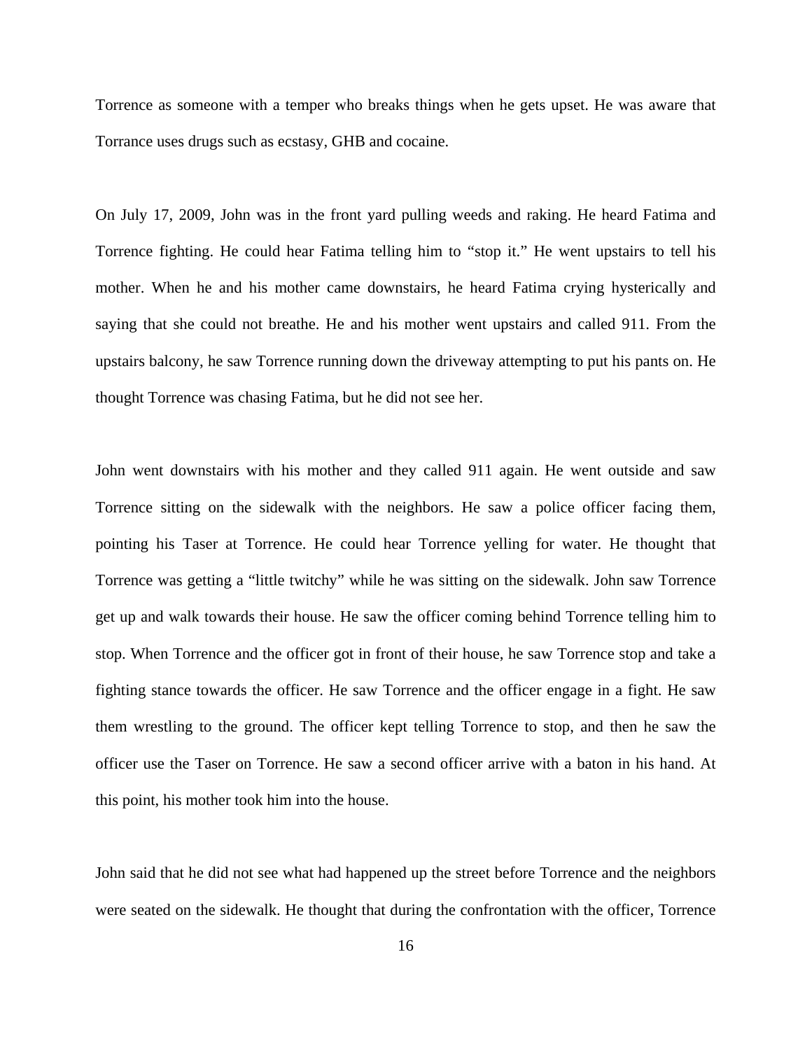Torrence as someone with a temper who breaks things when he gets upset. He was aware that Torrance uses drugs such as ecstasy, GHB and cocaine.

On July 17, 2009, John was in the front yard pulling weeds and raking. He heard Fatima and Torrence fighting. He could hear Fatima telling him to "stop it." He went upstairs to tell his mother. When he and his mother came downstairs, he heard Fatima crying hysterically and saying that she could not breathe. He and his mother went upstairs and called 911. From the upstairs balcony, he saw Torrence running down the driveway attempting to put his pants on. He thought Torrence was chasing Fatima, but he did not see her.

John went downstairs with his mother and they called 911 again. He went outside and saw Torrence sitting on the sidewalk with the neighbors. He saw a police officer facing them, pointing his Taser at Torrence. He could hear Torrence yelling for water. He thought that Torrence was getting a "little twitchy" while he was sitting on the sidewalk. John saw Torrence get up and walk towards their house. He saw the officer coming behind Torrence telling him to stop. When Torrence and the officer got in front of their house, he saw Torrence stop and take a fighting stance towards the officer. He saw Torrence and the officer engage in a fight. He saw them wrestling to the ground. The officer kept telling Torrence to stop, and then he saw the officer use the Taser on Torrence. He saw a second officer arrive with a baton in his hand. At this point, his mother took him into the house.

John said that he did not see what had happened up the street before Torrence and the neighbors were seated on the sidewalk. He thought that during the confrontation with the officer, Torrence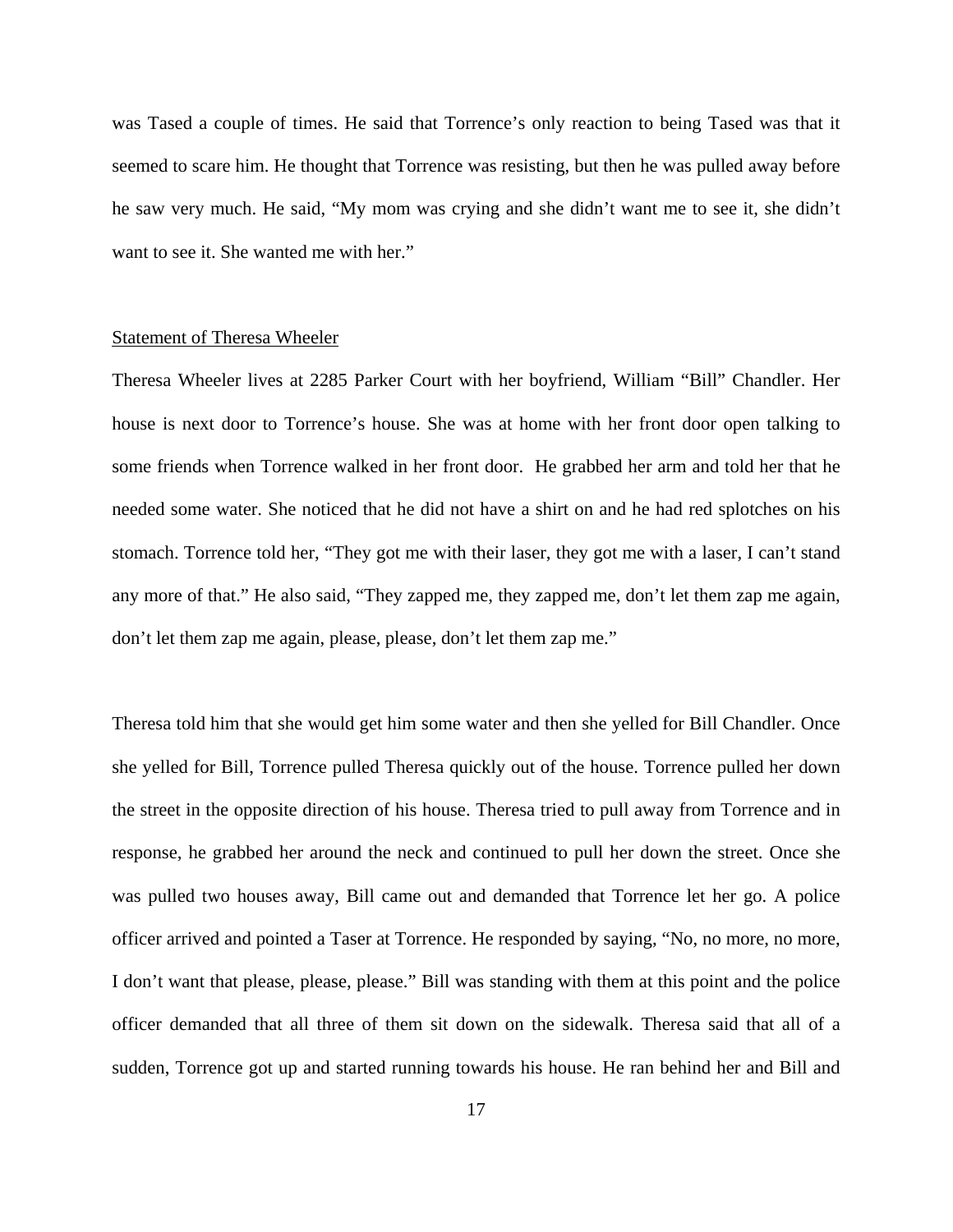was Tased a couple of times. He said that Torrence's only reaction to being Tased was that it seemed to scare him. He thought that Torrence was resisting, but then he was pulled away before he saw very much. He said, "My mom was crying and she didn't want me to see it, she didn't want to see it. She wanted me with her."

<u>Statement of Theresa Wheeler</u>

Theresa Wheeler lives at 2285 Parker Court with her boyfriend, William "Bill" Chandler. Her house is next door to Torrence's house. She was at home with her front door open talking to some friends when Torrence walked in her front door. He grabbed her arm and told her that he needed some water. She noticed that he did not have a shirt on and he had red splotches on his stomach. Torrence told her, "They got me with their laser, they got me with a laser, I can't stand any more of that." He also said, "They zapped me, they zapped me, don't let them zap me again, don't let them zap me again, please, please, don't let them zap me."

Theresa told him that she would get him some water and then she yelled for Bill Chandler. Once she yelled for Bill, Torrence pulled Theresa quickly out of the house. Torrence pulled her down the street in the opposite direction of his house. Theresa tried to pull away from Torrence and in response, he grabbed her around the neck and continued to pull her down the street. Once she was pulled two houses away, Bill came out and demanded that Torrence let her go. A police officer arrived and pointed a Taser at Torrence. He responded by saying, "No, no more, no more, I don't want that please, please, please." Bill was standing with them at this point and the police officer demanded that all three of them sit down on the sidewalk. Theresa said that all of a sudden, Torrence got up and started running towards his house. He ran behind her and Bill and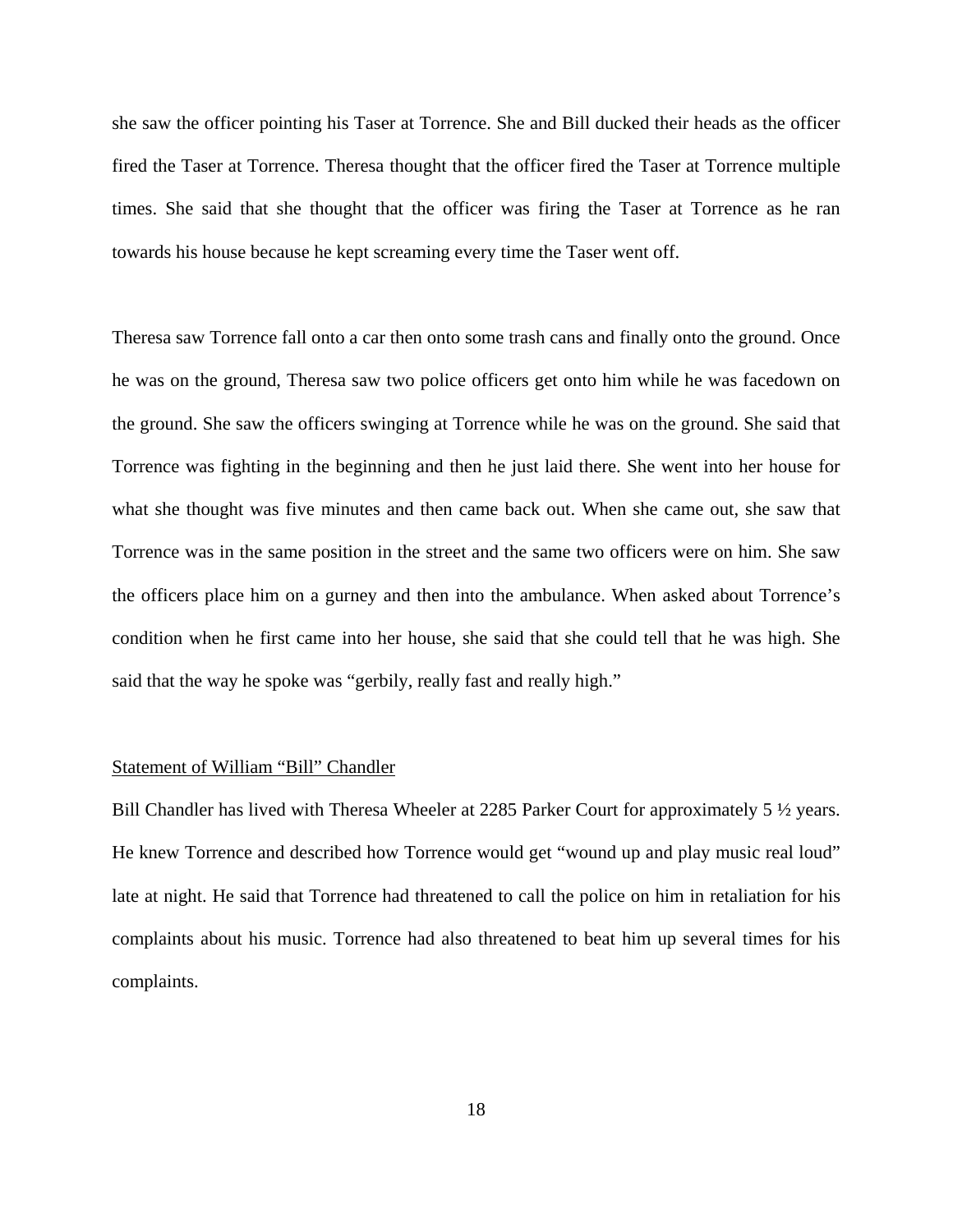she saw the officer pointing his Taser at Torrence. She and Bill ducked their heads as the officer fired the Taser at Torrence. Theresa thought that the officer fired the Taser at Torrence multiple times. She said that she thought that the officer was firing the Taser at Torrence as he ran towards his house because he kept screaming every time the Taser went off.

Theresa saw Torrence fall onto a car then onto some trash cans and finally onto the ground. Once he was on the ground, Theresa saw two police officers get onto him while he was facedown on the ground. She saw the officers swinging at Torrence while he was on the ground. She said that Torrence was fighting in the beginning and then he just laid there. She went into her house for what she thought was five minutes and then came back out. When she came out, she saw that Torrence was in the same position in the street and the same two officers were on him. She saw the officers place him on a gurney and then into the ambulance. When asked about Torrence's condition when he first came into her house, she said that she could tell that he was high. She said that the way he spoke was "gerbily, really fast and really high."

<u>Statement of William "Bill" Chandler</u>

Bill Chandler has lived with Theresa Wheeler at 2285 Parker Court for approximately 5 ½ years. He knew Torrence and described how Torrence would get "wound up and play music real loud" late at night. He said that Torrence had threatened to call the police on him in retaliation for his complaints about his music. Torrence had also threatened to beat him up several times for his complaints.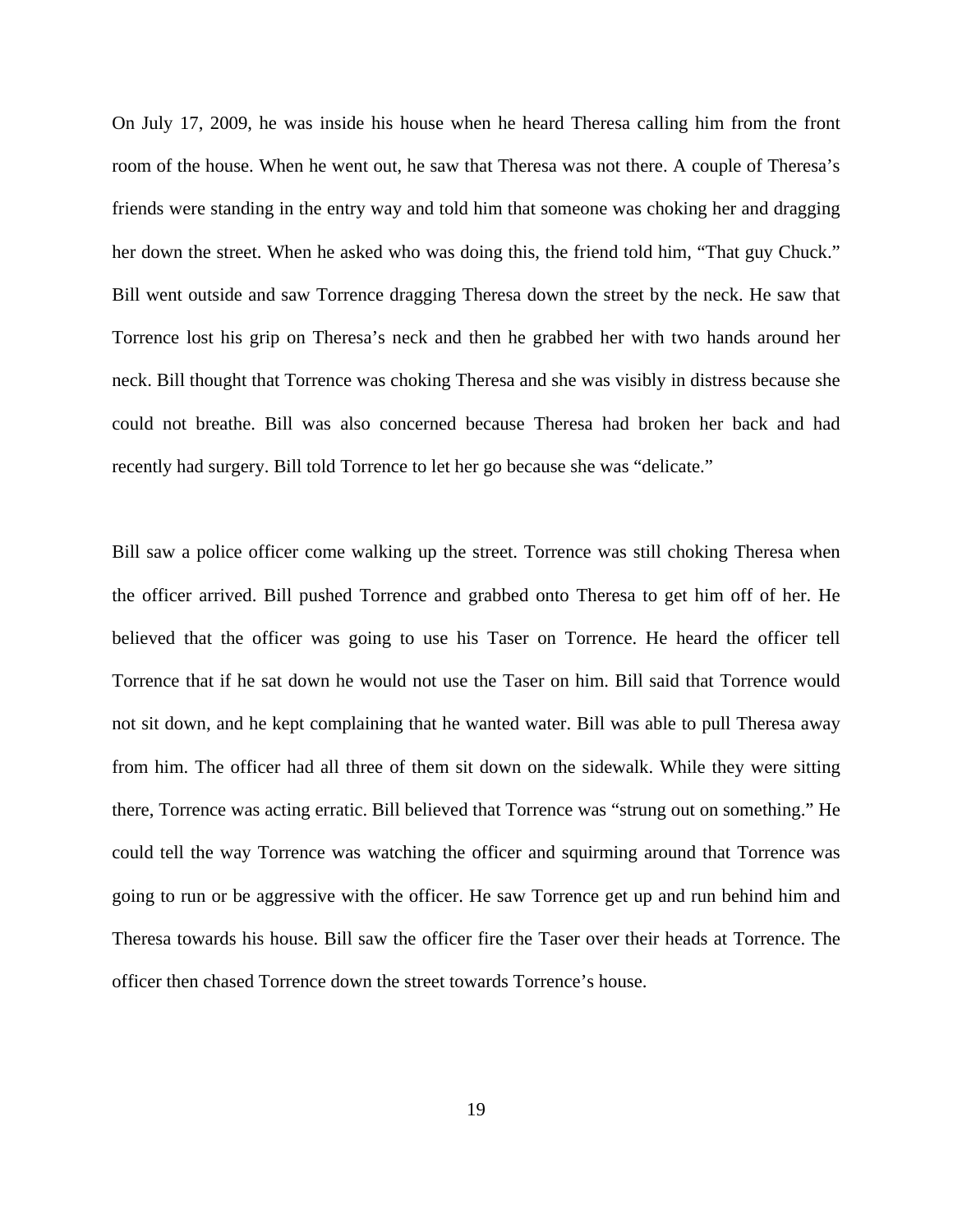On July 17, 2009, he was inside his house when he heard Theresa calling him from the front room of the house. When he went out, he saw that Theresa was not there. A couple of Theresa's friends were standing in the entry way and told him that someone was choking her and dragging her down the street. When he asked who was doing this, the friend told him, "That guy Chuck." Bill went outside and saw Torrence dragging Theresa down the street by the neck. He saw that Torrence lost his grip on Theresa's neck and then he grabbed her with two hands around her neck. Bill thought that Torrence was choking Theresa and she was visibly in distress because she could not breathe. Bill was also concerned because Theresa had broken her back and had recently had surgery. Bill told Torrence to let her go because she was "delicate."

Bill saw a police officer come walking up the street. Torrence was still choking Theresa when the officer arrived. Bill pushed Torrence and grabbed onto Theresa to get him off of her. He believed that the officer was going to use his Taser on Torrence. He heard the officer tell Torrence that if he sat down he would not use the Taser on him. Bill said that Torrence would not sit down, and he kept complaining that he wanted water. Bill was able to pull Theresa away from him. The officer had all three of them sit down on the sidewalk. While they were sitting there, Torrence was acting erratic. Bill believed that Torrence was "strung out on something." He could tell the way Torrence was watching the officer and squirming around that Torrence was going to run or be aggressive with the officer. He saw Torrence get up and run behind him and Theresa towards his house. Bill saw the officer fire the Taser over their heads at Torrence. The officer then chased Torrence down the street towards Torrence's house.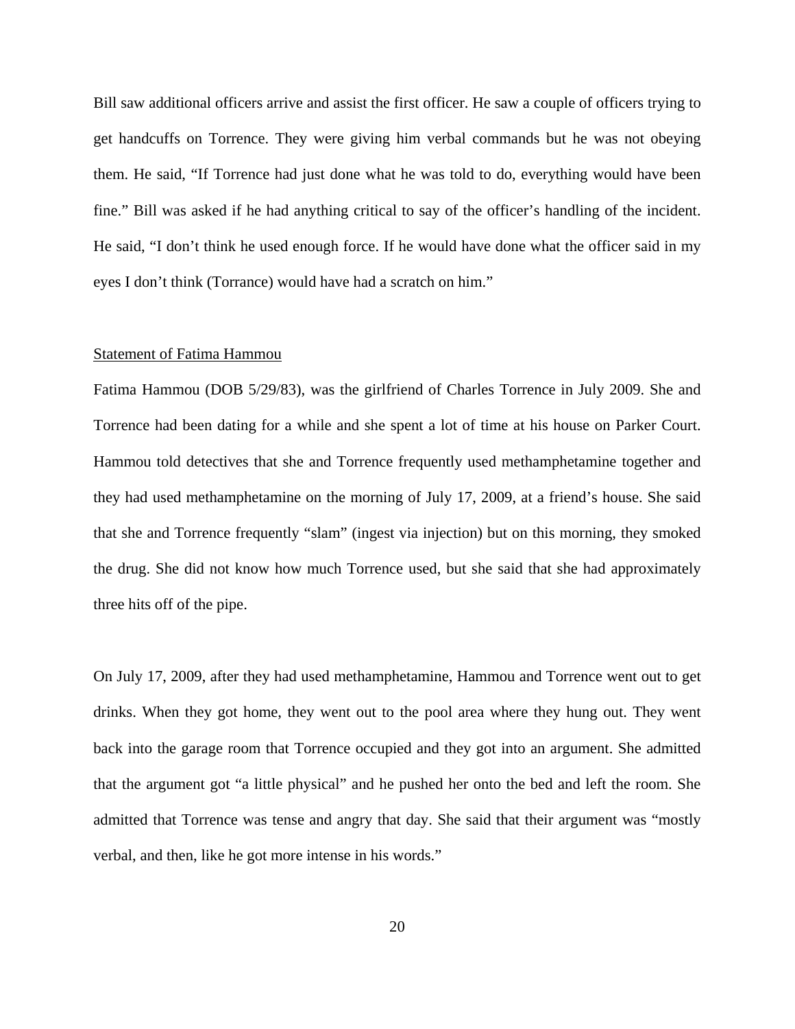Bill saw additional officers arrive and assist the first officer. He saw a couple of officers trying to get handcuffs on Torrence. They were giving him verbal commands but he was not obeying them. He said, "If Torrence had just done what he was told to do, everything would have been fine." Bill was asked if he had anything critical to say of the officer's handling of the incident. He said, "I don't think he used enough force. If he would have done what the officer said in my eyes I don't think (Torrance) would have had a scratch on him."

Statement of Fatima Hammou

Fatima Hammou (DOB 5/29/83), was the girlfriend of Charles Torrence in July 2009. She and Torrence had been dating for a while and she spent a lot of time at his house on Parker Court. Hammou told detectives that she and Torrence frequently used methamphetamine together and they had used methamphetamine on the morning of July 17, 2009, at a friend's house. She said that she and Torrence frequently "slam" (ingest via injection) but on this morning, they smoked the drug. She did not know how much Torrence used, but she said that she had approximately three hits off of the pipe.

On July 17, 2009, after they had used methamphetamine, Hammou and Torrence went out to get drinks. When they got home, they went out to the pool area where they hung out. They went back into the garage room that Torrence occupied and they got into an argument. She admitted that the argument got "a little physical" and he pushed her onto the bed and left the room. She admitted that Torrence was tense and angry that day. She said that their argument was "mostly verbal, and then, like he got more intense in his words."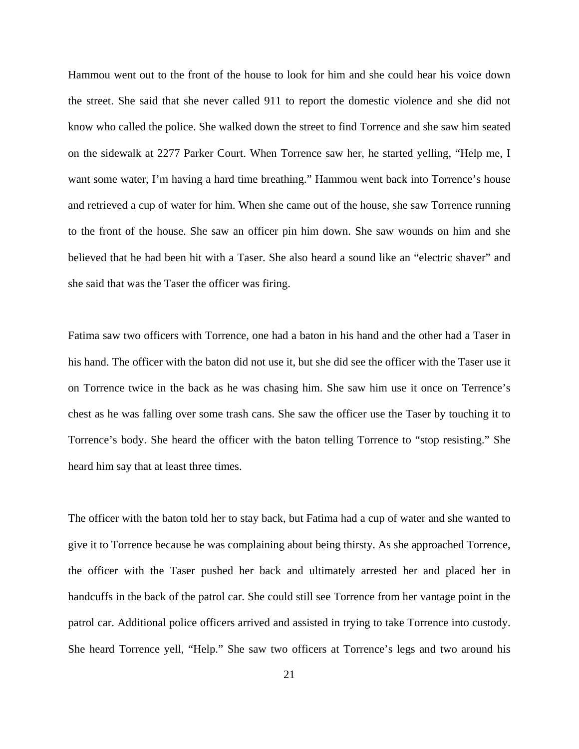Hammou went out to the front of the house to look for him and she could hear his voice down the street. She said that she never called 911 to report the domestic violence and she did not know who called the police. She walked down the street to find Torrence and she saw him seated on the sidewalk at 2277 Parker Court. When Torrence saw her, he started yelling, “Help me, I want some water, I’m having a hard time breathing.” Hammou went back into Torrence’s house and retrieved a cup of water for him. When she came out of the house, she saw Torrence running to the front of the house. She saw an officer pin him down. She saw wounds on him and she believed that he had been hit with a Taser. She also heard a sound like an “electric shaver” and she said that was the Taser the officer was firing.

Fatima saw two officers with Torrence, one had a baton in his hand and the other had a Taser in his hand. The officer with the baton did not use it, but she did see the officer with the Taser use it on Torrence twice in the back as he was chasing him. She saw him use it once on Terrence’s chest as he was falling over some trash cans. She saw the officer use the Taser by touching it to Torrence’s body. She heard the officer with the baton telling Torrence to “stop resisting.” She heard him say that at least three times.

The officer with the baton told her to stay back, but Fatima had a cup of water and she wanted to give it to Torrence because he was complaining about being thirsty. As she approached Torrence, the officer with the Taser pushed her back and ultimately arrested her and placed her in handcuffs in the back of the patrol car. She could still see Torrence from her vantage point in the patrol car. Additional police officers arrived and assisted in trying to take Torrence into custody. She heard Torrence yell, “Help.” She saw two officers at Torrence’s legs and two around his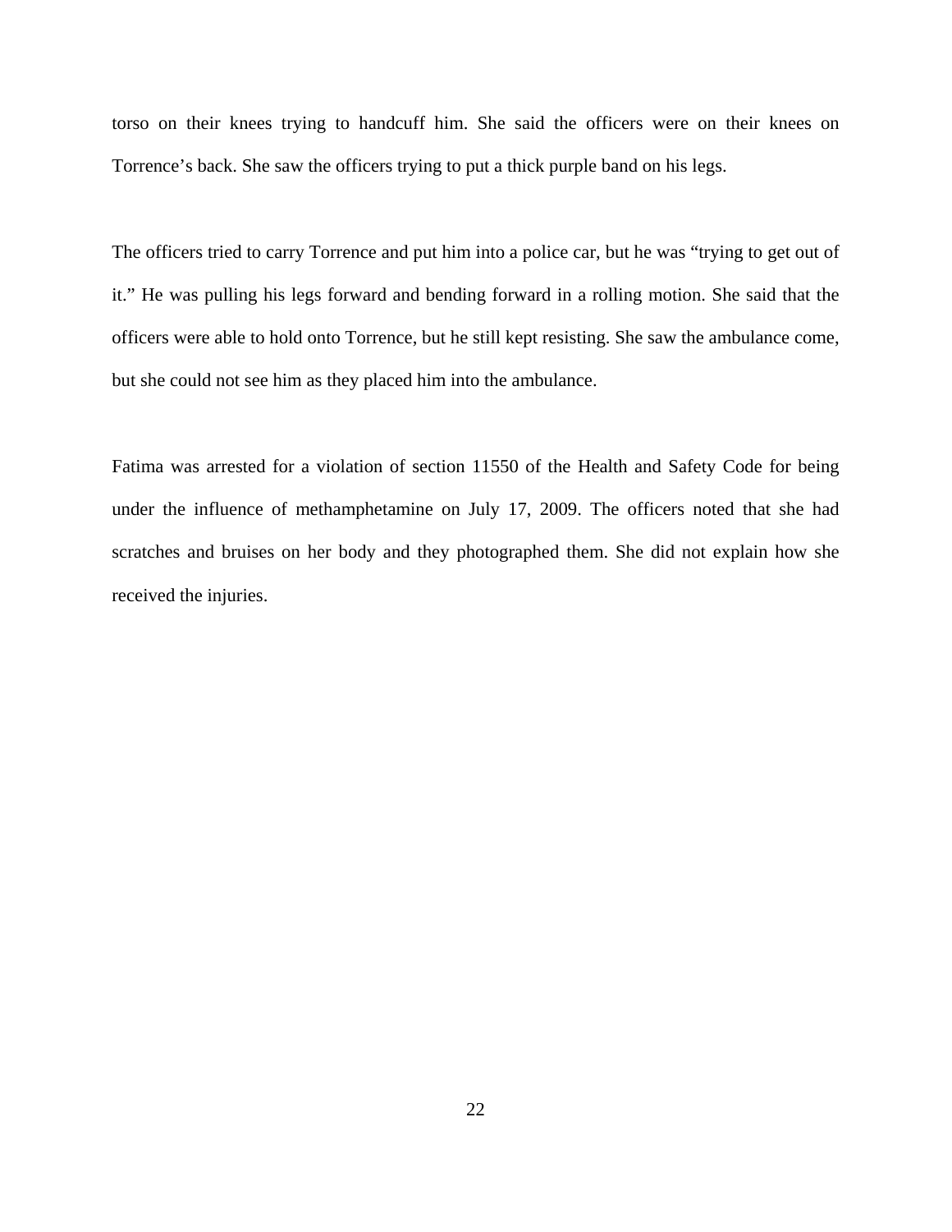torso on their knees trying to handcuff him. She said the officers were on their knees on Torrence's back. She saw the officers trying to put a thick purple band on his legs.

The officers tried to carry Torrence and put him into a police car, but he was "trying to get out of it." He was pulling his legs forward and bending forward in a rolling motion. She said that the officers were able to hold onto Torrence, but he still kept resisting. She saw the ambulance come, but she could not see him as they placed him into the ambulance.

Fatima was arrested for a violation of section 11550 of the Health and Safety Code for being under the influence of methamphetamine on July 17, 2009. The officers noted that she had scratches and bruises on her body and they photographed them. She did not explain how she received the injuries.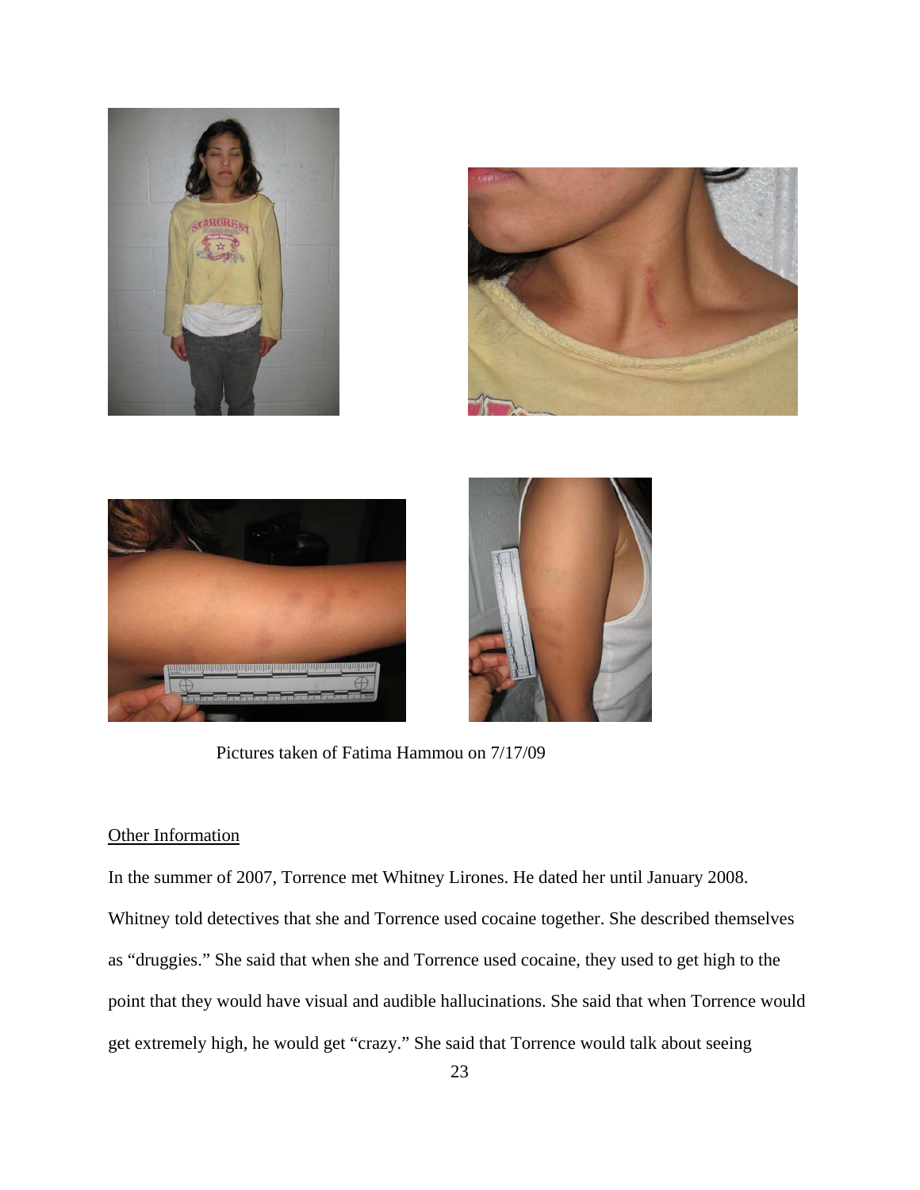Pictures taken of Fatima Hammou on 7/17/09

## Other Information

In the summer of 2007, Torrence met Whitney Lirones. He dated her until January 2008. Whitney told detectives that she and Torrence used cocaine together. She described themselves as "druggies." She said that when she and Torrence used cocaine, they used to get high to the point that they would have visual and audible hallucinations. She said that when Torrence would get extremely high, he would get "crazy." She said that Torrence would talk about seeing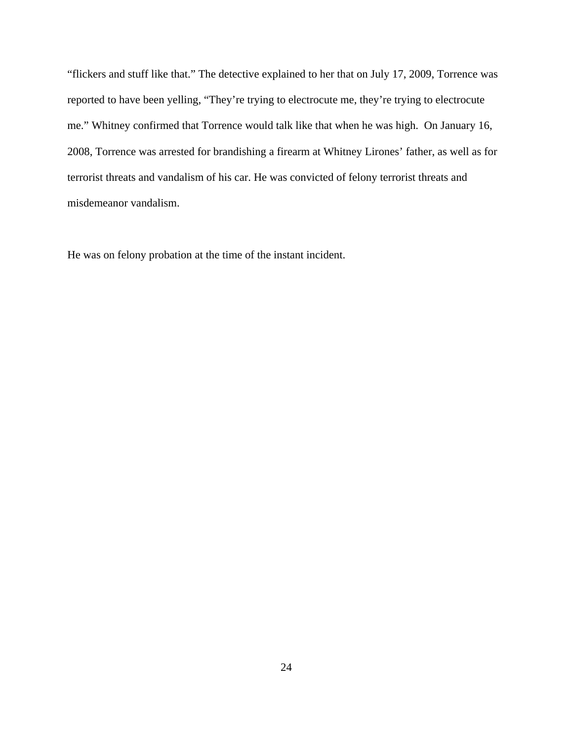"flickers and stuff like that." The detective explained to her that on July 17, 2009, Torrence was reported to have been yelling, "They're trying to electrocute me, they're trying to electrocute me." Whitney confirmed that Torrence would talk like that when he was high. On January 16, 2008, Torrence was arrested for brandishing a firearm at Whitney Lirones' father, as well as for terrorist threats and vandalism of his car. He was convicted of felony terrorist threats and misdemeanor vandalism.

He was on felony probation at the time of the instant incident.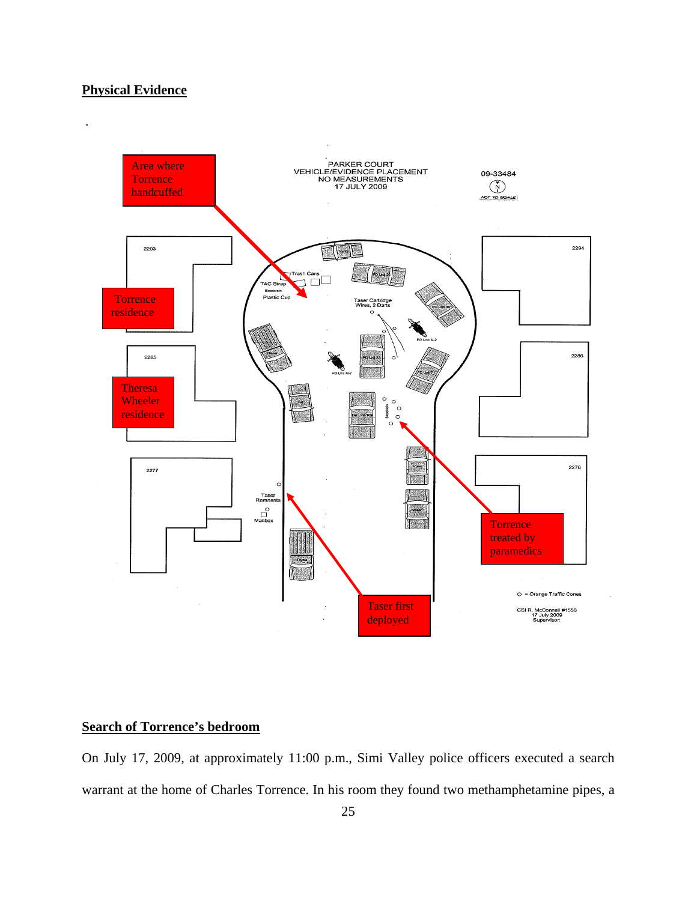## Physical Evidence

.

PARKER COURT
VEHICLE/EVIDENCE PLACEMENT
NO MEASUREMENTS
17 JULY 2009

09-33484

N

NOT TO SCALE

Area where Torrence handcuffed

Torrence residence

Theresa Wheeler residence

Torrence treated by paramedics

Taser first deployed

2293

2285

2277

2294

2286

2278

Trash Cans

TAC Strap

Bloodstain

Plastic Cup

Taser Cartridge Wires, 2 Darts

Taser Remnants

Mailbox

Bloodstain

PD Unit M-2

PD Unit M-7

○ = Orange Traffic Cones

CSI R. McConnell #1558
17 July 2009
Supervisor:

## Search of Torrence's bedroom

On July 17, 2009, at approximately 11:00 p.m., Simi Valley police officers executed a search warrant at the home of Charles Torrence. In his room they found two methamphetamine pipes, a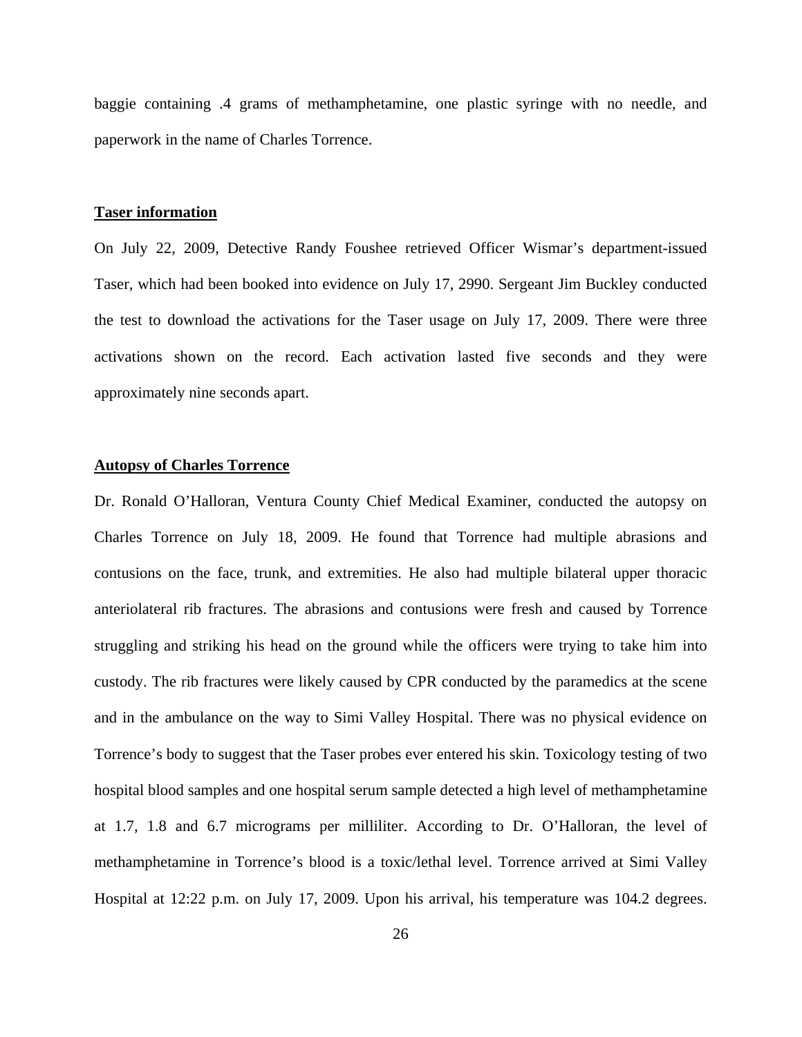baggie containing .4 grams of methamphetamine, one plastic syringe with no needle, and paperwork in the name of Charles Torrence.

**Taser information**

On July 22, 2009, Detective Randy Foushee retrieved Officer Wismar's department-issued Taser, which had been booked into evidence on July 17, 2990. Sergeant Jim Buckley conducted the test to download the activations for the Taser usage on July 17, 2009. There were three activations shown on the record. Each activation lasted five seconds and they were approximately nine seconds apart.

**Autopsy of Charles Torrence**

Dr. Ronald O'Halloran, Ventura County Chief Medical Examiner, conducted the autopsy on Charles Torrence on July 18, 2009. He found that Torrence had multiple abrasions and contusions on the face, trunk, and extremities. He also had multiple bilateral upper thoracic anteriolateral rib fractures. The abrasions and contusions were fresh and caused by Torrence struggling and striking his head on the ground while the officers were trying to take him into custody. The rib fractures were likely caused by CPR conducted by the paramedics at the scene and in the ambulance on the way to Simi Valley Hospital. There was no physical evidence on Torrence's body to suggest that the Taser probes ever entered his skin. Toxicology testing of two hospital blood samples and one hospital serum sample detected a high level of methamphetamine at 1.7, 1.8 and 6.7 micrograms per milliliter. According to Dr. O'Halloran, the level of methamphetamine in Torrence's blood is a toxic/lethal level. Torrence arrived at Simi Valley Hospital at 12:22 p.m. on July 17, 2009. Upon his arrival, his temperature was 104.2 degrees.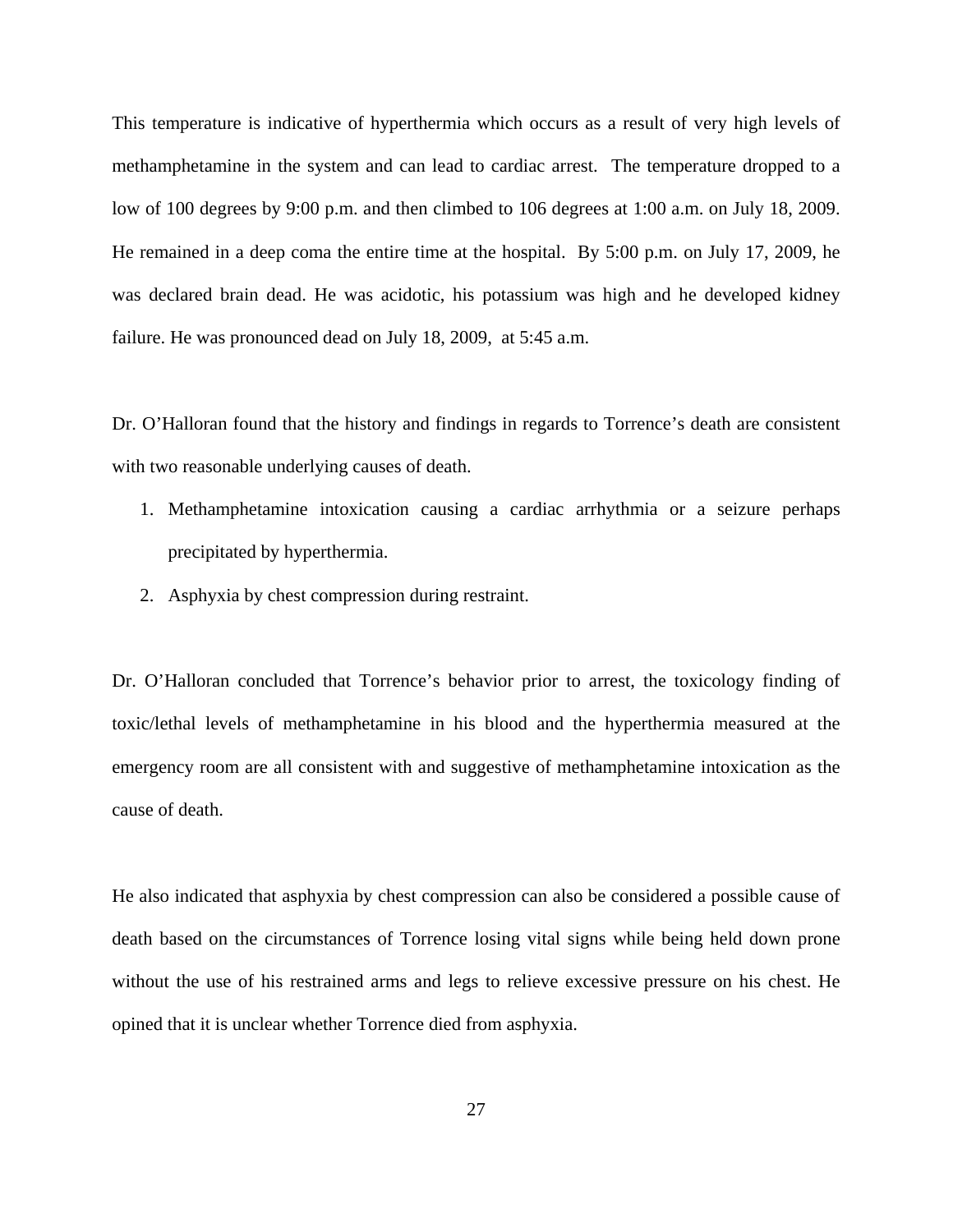This temperature is indicative of hyperthermia which occurs as a result of very high levels of methamphetamine in the system and can lead to cardiac arrest. The temperature dropped to a low of 100 degrees by 9:00 p.m. and then climbed to 106 degrees at 1:00 a.m. on July 18, 2009. He remained in a deep coma the entire time at the hospital. By 5:00 p.m. on July 17, 2009, he was declared brain dead. He was acidotic, his potassium was high and he developed kidney failure. He was pronounced dead on July 18, 2009, at 5:45 a.m.

Dr. O'Halloran found that the history and findings in regards to Torrence's death are consistent with two reasonable underlying causes of death.

1. Methamphetamine intoxication causing a cardiac arrhythmia or a seizure perhaps precipitated by hyperthermia.
2. Asphyxia by chest compression during restraint.

Dr. O'Halloran concluded that Torrence's behavior prior to arrest, the toxicology finding of toxic/lethal levels of methamphetamine in his blood and the hyperthermia measured at the emergency room are all consistent with and suggestive of methamphetamine intoxication as the cause of death.

He also indicated that asphyxia by chest compression can also be considered a possible cause of death based on the circumstances of Torrence losing vital signs while being held down prone without the use of his restrained arms and legs to relieve excessive pressure on his chest. He opined that it is unclear whether Torrence died from asphyxia.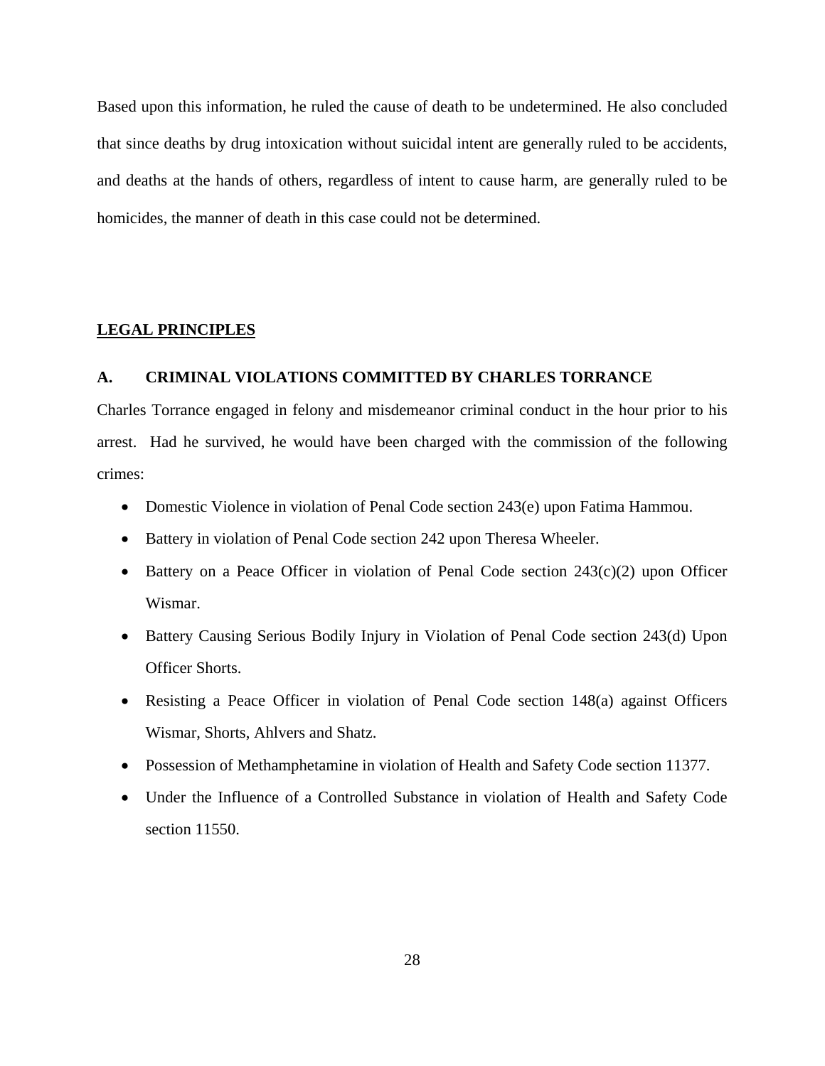Based upon this information, he ruled the cause of death to be undetermined. He also concluded that since deaths by drug intoxication without suicidal intent are generally ruled to be accidents, and deaths at the hands of others, regardless of intent to cause harm, are generally ruled to be homicides, the manner of death in this case could not be determined.

## <u>LEGAL PRINCIPLES</u>

### A. CRIMINAL VIOLATIONS COMMITTED BY CHARLES TORRANCE

Charles Torrance engaged in felony and misdemeanor criminal conduct in the hour prior to his arrest. Had he survived, he would have been charged with the commission of the following crimes:

- Domestic Violence in violation of Penal Code section 243(e) upon Fatima Hammou.
- Battery in violation of Penal Code section 242 upon Theresa Wheeler.
- Battery on a Peace Officer in violation of Penal Code section 243(c)(2) upon Officer Wismar.
- Battery Causing Serious Bodily Injury in Violation of Penal Code section 243(d) Upon Officer Shorts.
- Resisting a Peace Officer in violation of Penal Code section 148(a) against Officers Wismar, Shorts, Ahlvers and Shatz.
- Possession of Methamphetamine in violation of Health and Safety Code section 11377.
- Under the Influence of a Controlled Substance in violation of Health and Safety Code section 11550.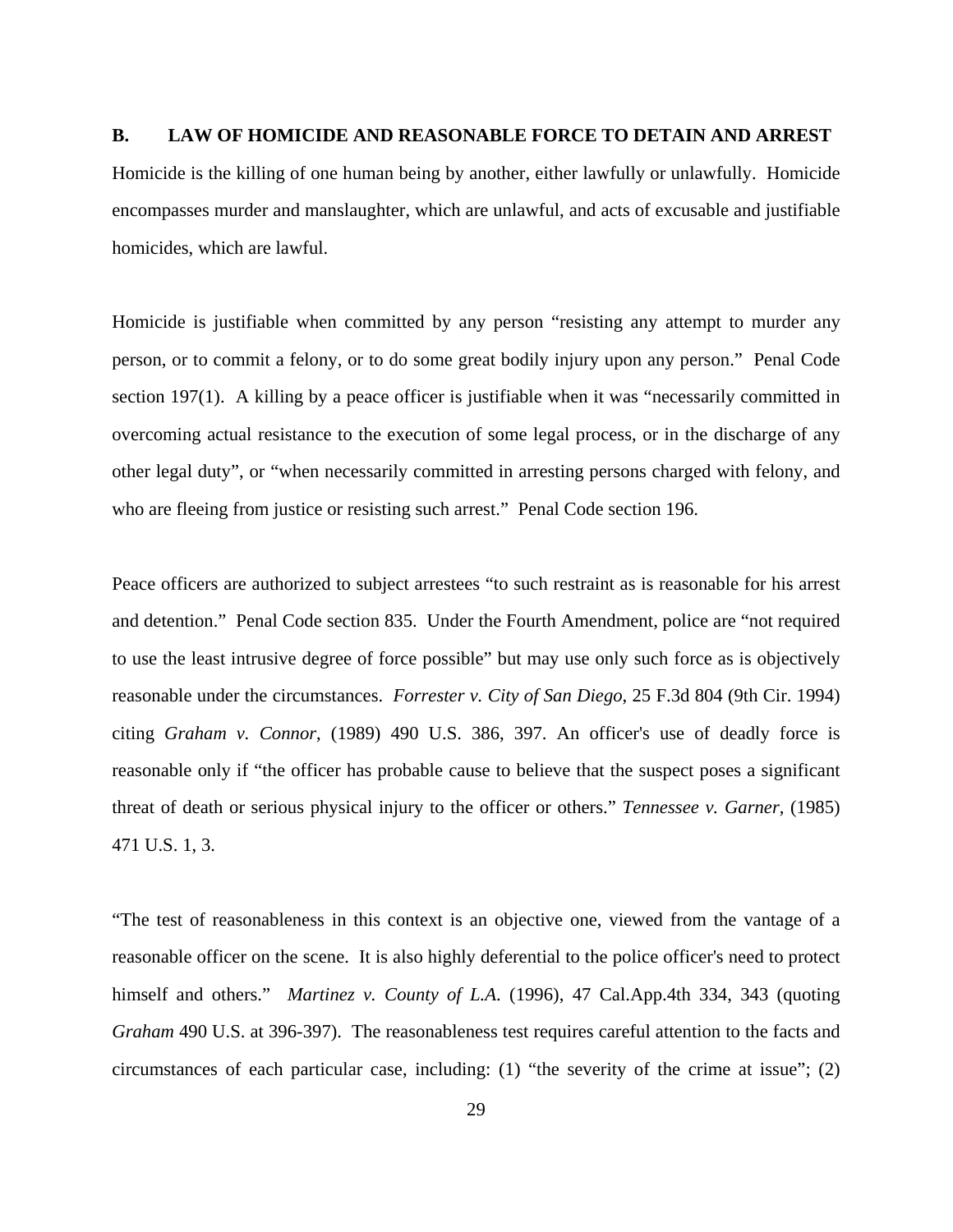## B. LAW OF HOMICIDE AND REASONABLE FORCE TO DETAIN AND ARREST

Homicide is the killing of one human being by another, either lawfully or unlawfully. Homicide encompasses murder and manslaughter, which are unlawful, and acts of excusable and justifiable homicides, which are lawful.

Homicide is justifiable when committed by any person "resisting any attempt to murder any person, or to commit a felony, or to do some great bodily injury upon any person." Penal Code section 197(1). A killing by a peace officer is justifiable when it was "necessarily committed in overcoming actual resistance to the execution of some legal process, or in the discharge of any other legal duty", or "when necessarily committed in arresting persons charged with felony, and who are fleeing from justice or resisting such arrest." Penal Code section 196.

Peace officers are authorized to subject arrestees "to such restraint as is reasonable for his arrest and detention." Penal Code section 835. Under the Fourth Amendment, police are "not required to use the least intrusive degree of force possible" but may use only such force as is objectively reasonable under the circumstances. *Forrester v. City of San Diego*, 25 F.3d 804 (9th Cir. 1994) citing *Graham v. Connor*, (1989) 490 U.S. 386, 397. An officer's use of deadly force is reasonable only if "the officer has probable cause to believe that the suspect poses a significant threat of death or serious physical injury to the officer or others." *Tennessee v. Garner*, (1985) 471 U.S. 1, 3.

"The test of reasonableness in this context is an objective one, viewed from the vantage of a reasonable officer on the scene. It is also highly deferential to the police officer's need to protect himself and others." *Martinez v. County of L.A.* (1996), 47 Cal.App.4th 334, 343 (quoting *Graham* 490 U.S. at 396-397). The reasonableness test requires careful attention to the facts and circumstances of each particular case, including: (1) "the severity of the crime at issue"; (2)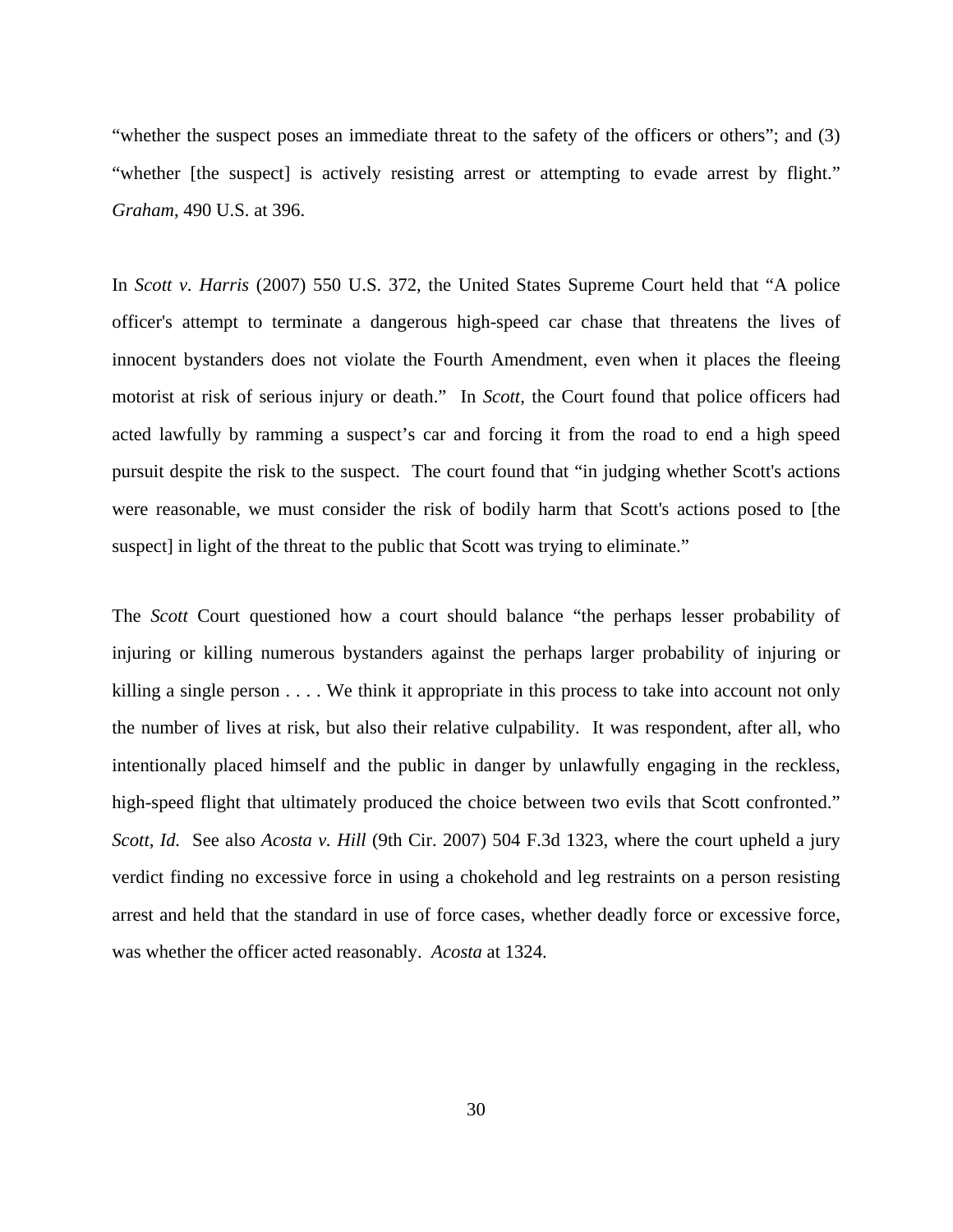"whether the suspect poses an immediate threat to the safety of the officers or others"; and (3) "whether [the suspect] is actively resisting arrest or attempting to evade arrest by flight." *Graham*, 490 U.S. at 396.

In *Scott v. Harris* (2007) 550 U.S. 372, the United States Supreme Court held that "A police officer's attempt to terminate a dangerous high-speed car chase that threatens the lives of innocent bystanders does not violate the Fourth Amendment, even when it places the fleeing motorist at risk of serious injury or death." In *Scott*, the Court found that police officers had acted lawfully by ramming a suspect's car and forcing it from the road to end a high speed pursuit despite the risk to the suspect. The court found that "in judging whether Scott's actions were reasonable, we must consider the risk of bodily harm that Scott's actions posed to [the suspect] in light of the threat to the public that Scott was trying to eliminate."

The *Scott* Court questioned how a court should balance "the perhaps lesser probability of injuring or killing numerous bystanders against the perhaps larger probability of injuring or killing a single person . . . . We think it appropriate in this process to take into account not only the number of lives at risk, but also their relative culpability. It was respondent, after all, who intentionally placed himself and the public in danger by unlawfully engaging in the reckless, high-speed flight that ultimately produced the choice between two evils that Scott confronted." *Scott, Id.* See also *Acosta v. Hill* (9th Cir. 2007) 504 F.3d 1323, where the court upheld a jury verdict finding no excessive force in using a chokehold and leg restraints on a person resisting arrest and held that the standard in use of force cases, whether deadly force or excessive force, was whether the officer acted reasonably. *Acosta* at 1324.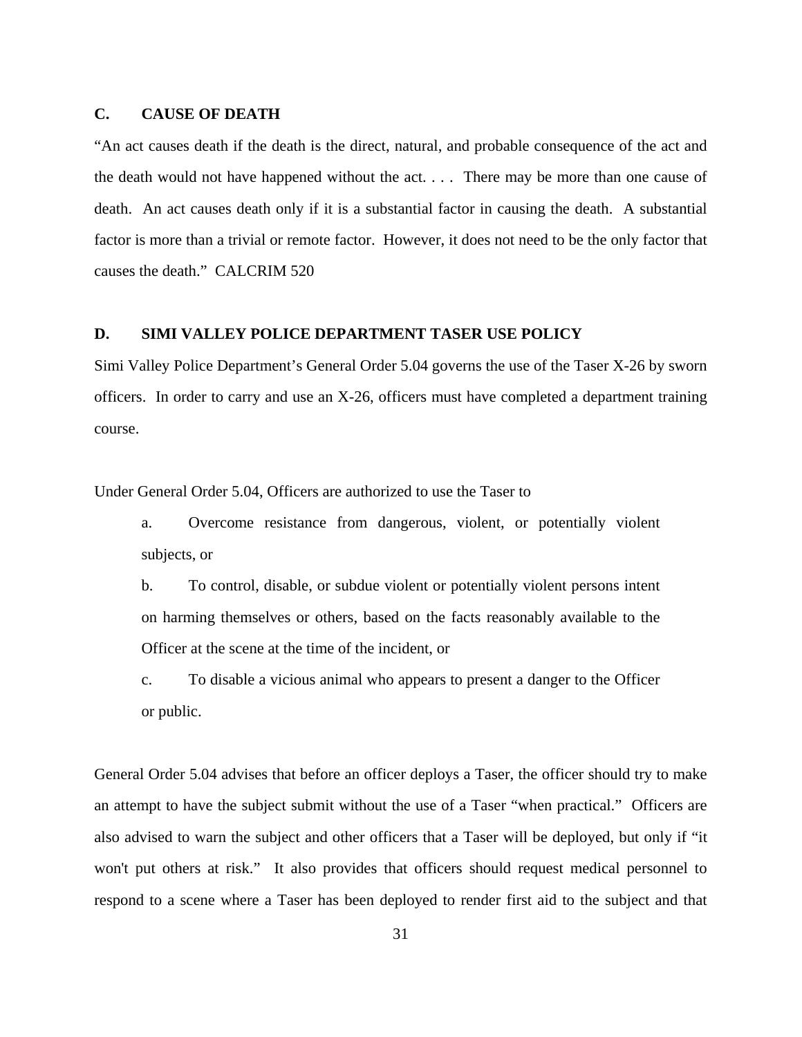### C. CAUSE OF DEATH

"An act causes death if the death is the direct, natural, and probable consequence of the act and the death would not have happened without the act. . . . There may be more than one cause of death. An act causes death only if it is a substantial factor in causing the death. A substantial factor is more than a trivial or remote factor. However, it does not need to be the only factor that causes the death." CALCRIM 520

### D. SIMI VALLEY POLICE DEPARTMENT TASER USE POLICY

Simi Valley Police Department's General Order 5.04 governs the use of the Taser X-26 by sworn officers. In order to carry and use an X-26, officers must have completed a department training course.

Under General Order 5.04, Officers are authorized to use the Taser to

a. Overcome resistance from dangerous, violent, or potentially violent subjects, or

b. To control, disable, or subdue violent or potentially violent persons intent on harming themselves or others, based on the facts reasonably available to the Officer at the scene at the time of the incident, or

c. To disable a vicious animal who appears to present a danger to the Officer or public.

General Order 5.04 advises that before an officer deploys a Taser, the officer should try to make an attempt to have the subject submit without the use of a Taser "when practical." Officers are also advised to warn the subject and other officers that a Taser will be deployed, but only if "it won't put others at risk." It also provides that officers should request medical personnel to respond to a scene where a Taser has been deployed to render first aid to the subject and that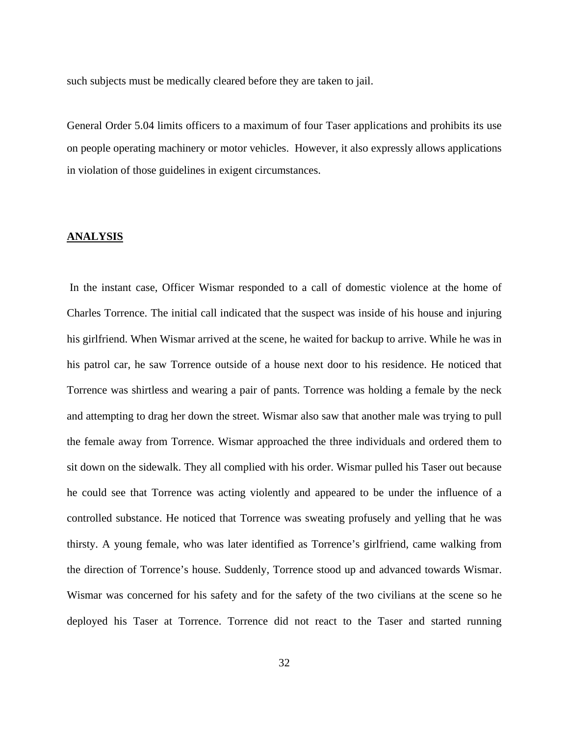such subjects must be medically cleared before they are taken to jail.

General Order 5.04 limits officers to a maximum of four Taser applications and prohibits its use on people operating machinery or motor vehicles. However, it also expressly allows applications in violation of those guidelines in exigent circumstances.

**ANALYSIS**

In the instant case, Officer Wismar responded to a call of domestic violence at the home of Charles Torrence. The initial call indicated that the suspect was inside of his house and injuring his girlfriend. When Wismar arrived at the scene, he waited for backup to arrive. While he was in his patrol car, he saw Torrence outside of a house next door to his residence. He noticed that Torrence was shirtless and wearing a pair of pants. Torrence was holding a female by the neck and attempting to drag her down the street. Wismar also saw that another male was trying to pull the female away from Torrence. Wismar approached the three individuals and ordered them to sit down on the sidewalk. They all complied with his order. Wismar pulled his Taser out because he could see that Torrence was acting violently and appeared to be under the influence of a controlled substance. He noticed that Torrence was sweating profusely and yelling that he was thirsty. A young female, who was later identified as Torrence's girlfriend, came walking from the direction of Torrence's house. Suddenly, Torrence stood up and advanced towards Wismar. Wismar was concerned for his safety and for the safety of the two civilians at the scene so he deployed his Taser at Torrence. Torrence did not react to the Taser and started running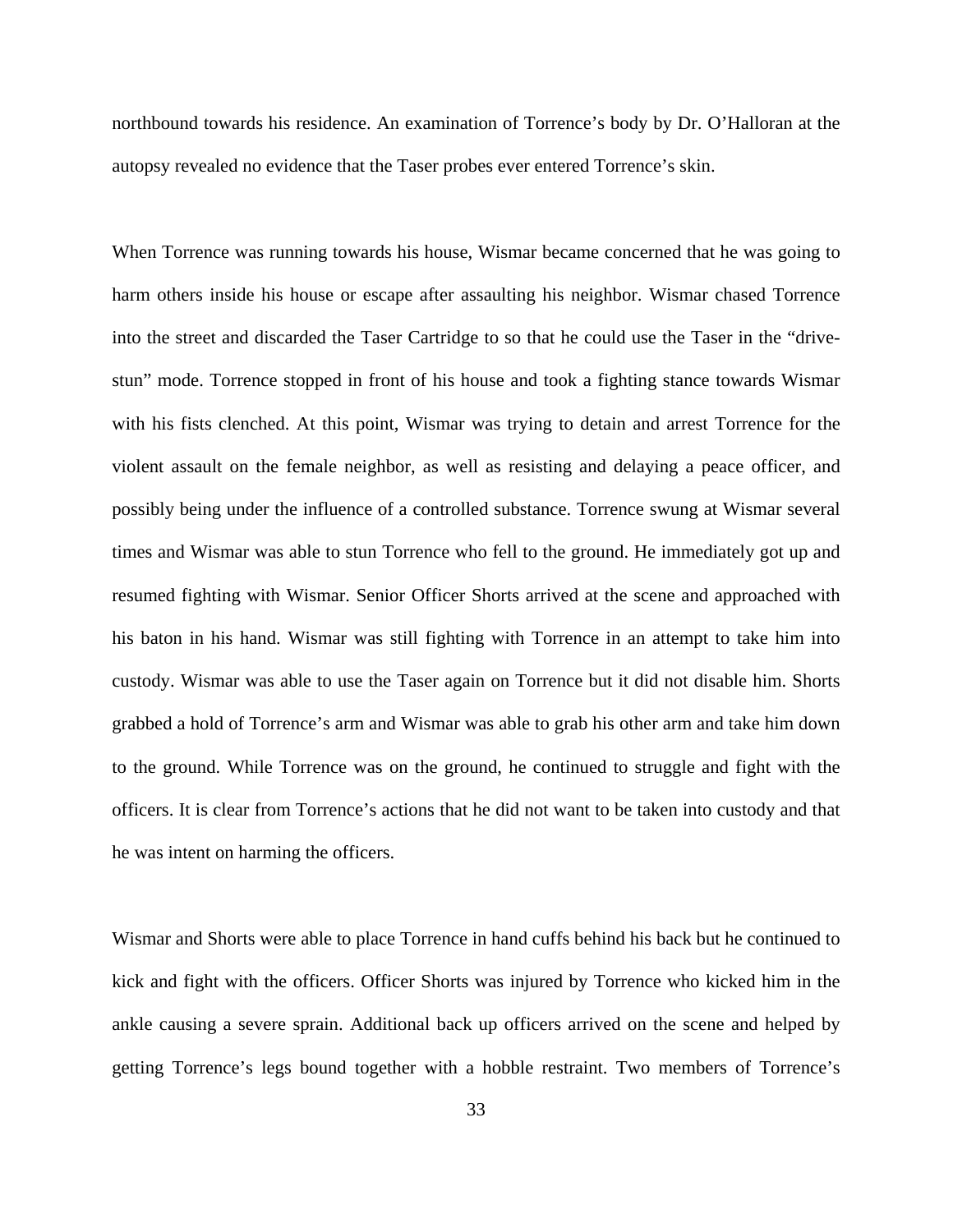northbound towards his residence. An examination of Torrence's body by Dr. O'Halloran at the autopsy revealed no evidence that the Taser probes ever entered Torrence's skin.

When Torrence was running towards his house, Wismar became concerned that he was going to harm others inside his house or escape after assaulting his neighbor. Wismar chased Torrence into the street and discarded the Taser Cartridge to so that he could use the Taser in the "drive-stun" mode. Torrence stopped in front of his house and took a fighting stance towards Wismar with his fists clenched. At this point, Wismar was trying to detain and arrest Torrence for the violent assault on the female neighbor, as well as resisting and delaying a peace officer, and possibly being under the influence of a controlled substance. Torrence swung at Wismar several times and Wismar was able to stun Torrence who fell to the ground. He immediately got up and resumed fighting with Wismar. Senior Officer Shorts arrived at the scene and approached with his baton in his hand. Wismar was still fighting with Torrence in an attempt to take him into custody. Wismar was able to use the Taser again on Torrence but it did not disable him. Shorts grabbed a hold of Torrence's arm and Wismar was able to grab his other arm and take him down to the ground. While Torrence was on the ground, he continued to struggle and fight with the officers. It is clear from Torrence's actions that he did not want to be taken into custody and that he was intent on harming the officers.

Wismar and Shorts were able to place Torrence in hand cuffs behind his back but he continued to kick and fight with the officers. Officer Shorts was injured by Torrence who kicked him in the ankle causing a severe sprain. Additional back up officers arrived on the scene and helped by getting Torrence's legs bound together with a hobble restraint. Two members of Torrence's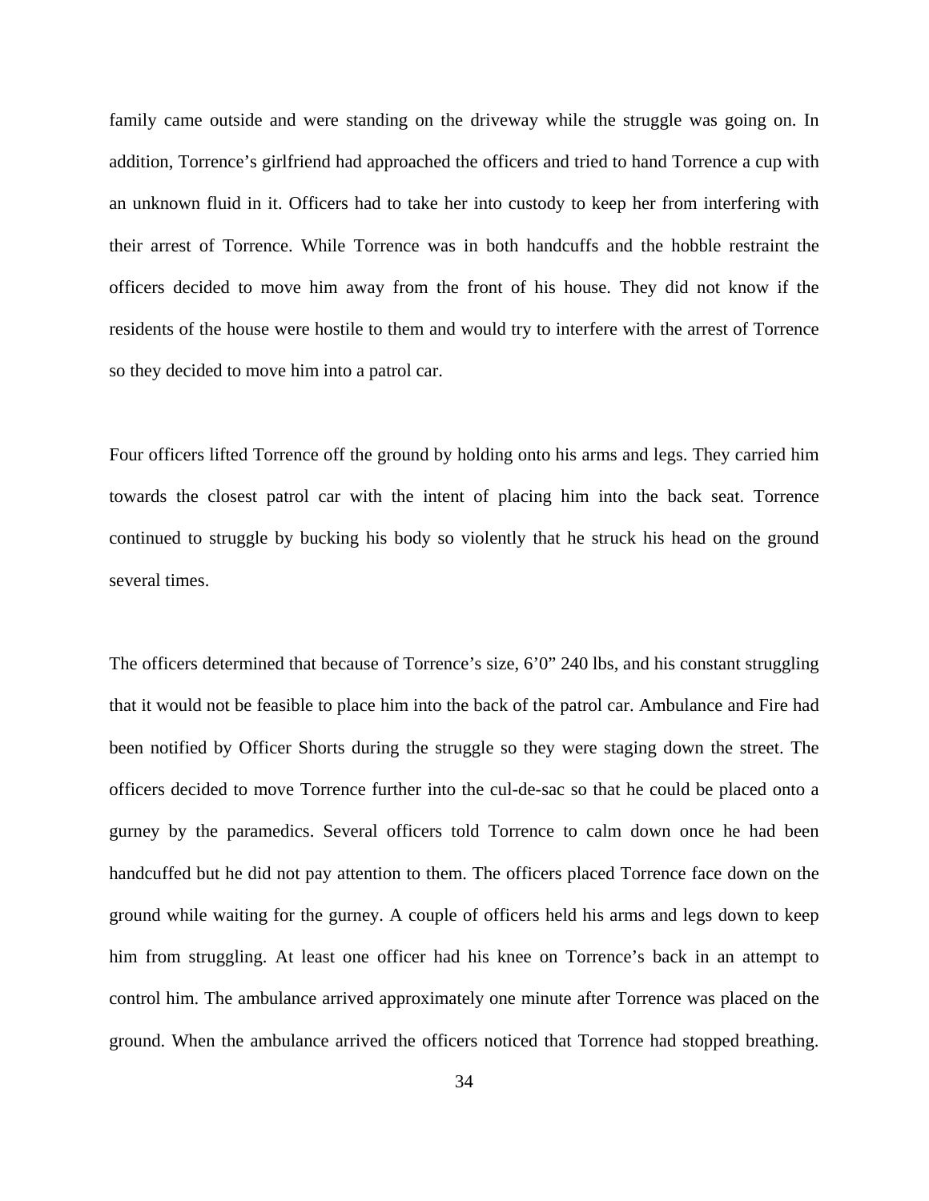family came outside and were standing on the driveway while the struggle was going on. In addition, Torrence's girlfriend had approached the officers and tried to hand Torrence a cup with an unknown fluid in it. Officers had to take her into custody to keep her from interfering with their arrest of Torrence. While Torrence was in both handcuffs and the hobble restraint the officers decided to move him away from the front of his house. They did not know if the residents of the house were hostile to them and would try to interfere with the arrest of Torrence so they decided to move him into a patrol car.

Four officers lifted Torrence off the ground by holding onto his arms and legs. They carried him towards the closest patrol car with the intent of placing him into the back seat. Torrence continued to struggle by bucking his body so violently that he struck his head on the ground several times.

The officers determined that because of Torrence's size, 6'0" 240 lbs, and his constant struggling that it would not be feasible to place him into the back of the patrol car. Ambulance and Fire had been notified by Officer Shorts during the struggle so they were staging down the street. The officers decided to move Torrence further into the cul-de-sac so that he could be placed onto a gurney by the paramedics. Several officers told Torrence to calm down once he had been handcuffed but he did not pay attention to them. The officers placed Torrence face down on the ground while waiting for the gurney. A couple of officers held his arms and legs down to keep him from struggling. At least one officer had his knee on Torrence's back in an attempt to control him. The ambulance arrived approximately one minute after Torrence was placed on the ground. When the ambulance arrived the officers noticed that Torrence had stopped breathing.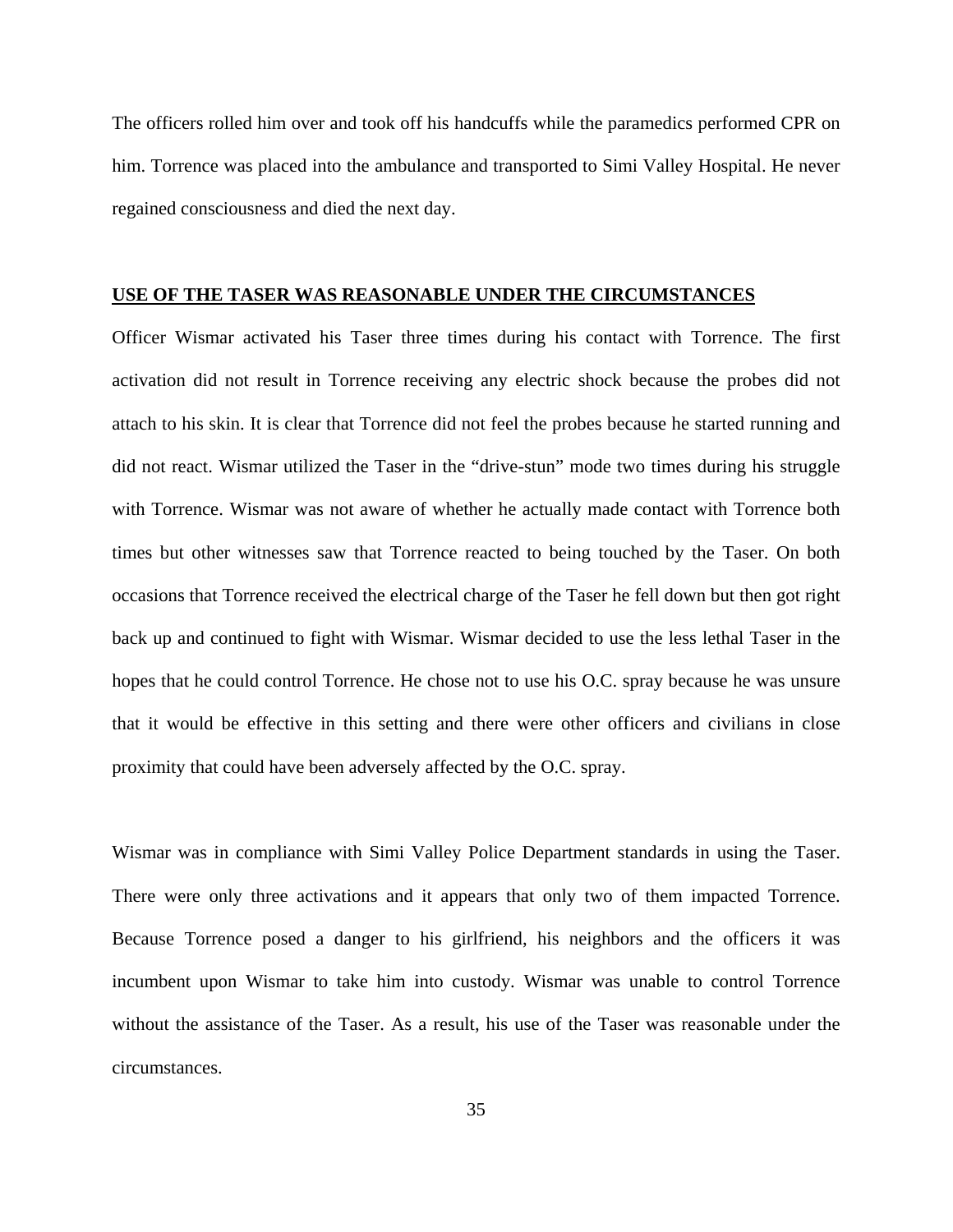The officers rolled him over and took off his handcuffs while the paramedics performed CPR on him. Torrence was placed into the ambulance and transported to Simi Valley Hospital. He never regained consciousness and died the next day.

## **USE OF THE TASER WAS REASONABLE UNDER THE CIRCUMSTANCES**

Officer Wismar activated his Taser three times during his contact with Torrence. The first activation did not result in Torrence receiving any electric shock because the probes did not attach to his skin. It is clear that Torrence did not feel the probes because he started running and did not react. Wismar utilized the Taser in the "drive-stun" mode two times during his struggle with Torrence. Wismar was not aware of whether he actually made contact with Torrence both times but other witnesses saw that Torrence reacted to being touched by the Taser. On both occasions that Torrence received the electrical charge of the Taser he fell down but then got right back up and continued to fight with Wismar. Wismar decided to use the less lethal Taser in the hopes that he could control Torrence. He chose not to use his O.C. spray because he was unsure that it would be effective in this setting and there were other officers and civilians in close proximity that could have been adversely affected by the O.C. spray.

Wismar was in compliance with Simi Valley Police Department standards in using the Taser. There were only three activations and it appears that only two of them impacted Torrence. Because Torrence posed a danger to his girlfriend, his neighbors and the officers it was incumbent upon Wismar to take him into custody. Wismar was unable to control Torrence without the assistance of the Taser. As a result, his use of the Taser was reasonable under the circumstances.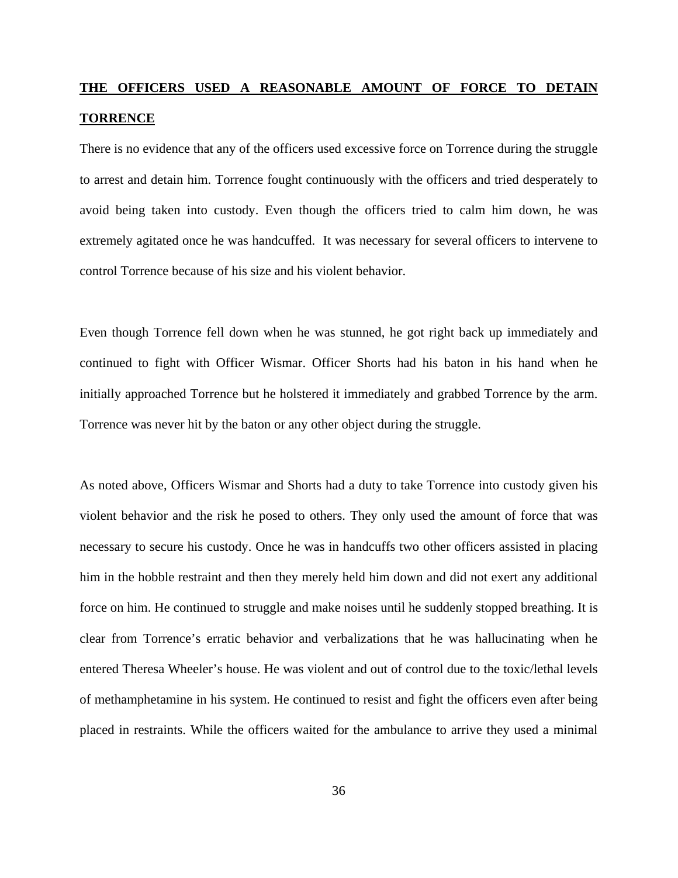**<u>THE OFFICERS USED A REASONABLE AMOUNT OF FORCE TO DETAIN TORRENCE</u>**

There is no evidence that any of the officers used excessive force on Torrence during the struggle to arrest and detain him. Torrence fought continuously with the officers and tried desperately to avoid being taken into custody. Even though the officers tried to calm him down, he was extremely agitated once he was handcuffed. It was necessary for several officers to intervene to control Torrence because of his size and his violent behavior.

Even though Torrence fell down when he was stunned, he got right back up immediately and continued to fight with Officer Wismar. Officer Shorts had his baton in his hand when he initially approached Torrence but he holstered it immediately and grabbed Torrence by the arm. Torrence was never hit by the baton or any other object during the struggle.

As noted above, Officers Wismar and Shorts had a duty to take Torrence into custody given his violent behavior and the risk he posed to others. They only used the amount of force that was necessary to secure his custody. Once he was in handcuffs two other officers assisted in placing him in the hobble restraint and then they merely held him down and did not exert any additional force on him. He continued to struggle and make noises until he suddenly stopped breathing. It is clear from Torrence's erratic behavior and verbalizations that he was hallucinating when he entered Theresa Wheeler's house. He was violent and out of control due to the toxic/lethal levels of methamphetamine in his system. He continued to resist and fight the officers even after being placed in restraints. While the officers waited for the ambulance to arrive they used a minimal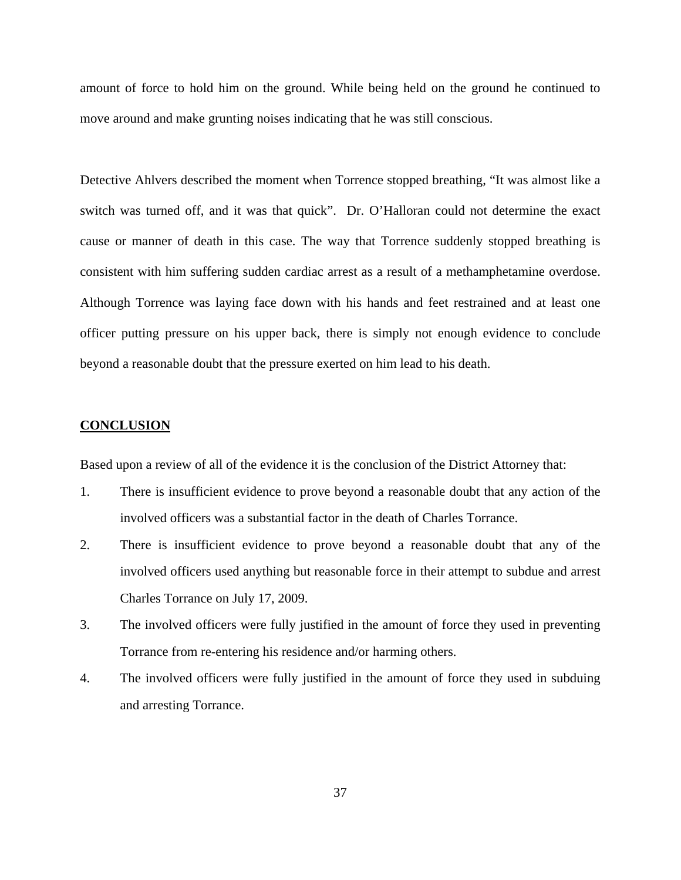amount of force to hold him on the ground. While being held on the ground he continued to move around and make grunting noises indicating that he was still conscious.

Detective Ahlvers described the moment when Torrence stopped breathing, "It was almost like a switch was turned off, and it was that quick". Dr. O'Halloran could not determine the exact cause or manner of death in this case. The way that Torrence suddenly stopped breathing is consistent with him suffering sudden cardiac arrest as a result of a methamphetamine overdose. Although Torrence was laying face down with his hands and feet restrained and at least one officer putting pressure on his upper back, there is simply not enough evidence to conclude beyond a reasonable doubt that the pressure exerted on him lead to his death.

## CONCLUSION

Based upon a review of all of the evidence it is the conclusion of the District Attorney that:

1. There is insufficient evidence to prove beyond a reasonable doubt that any action of the involved officers was a substantial factor in the death of Charles Torrance.
2. There is insufficient evidence to prove beyond a reasonable doubt that any of the involved officers used anything but reasonable force in their attempt to subdue and arrest Charles Torrance on July 17, 2009.
3. The involved officers were fully justified in the amount of force they used in preventing Torrance from re-entering his residence and/or harming others.
4. The involved officers were fully justified in the amount of force they used in subduing and arresting Torrance.